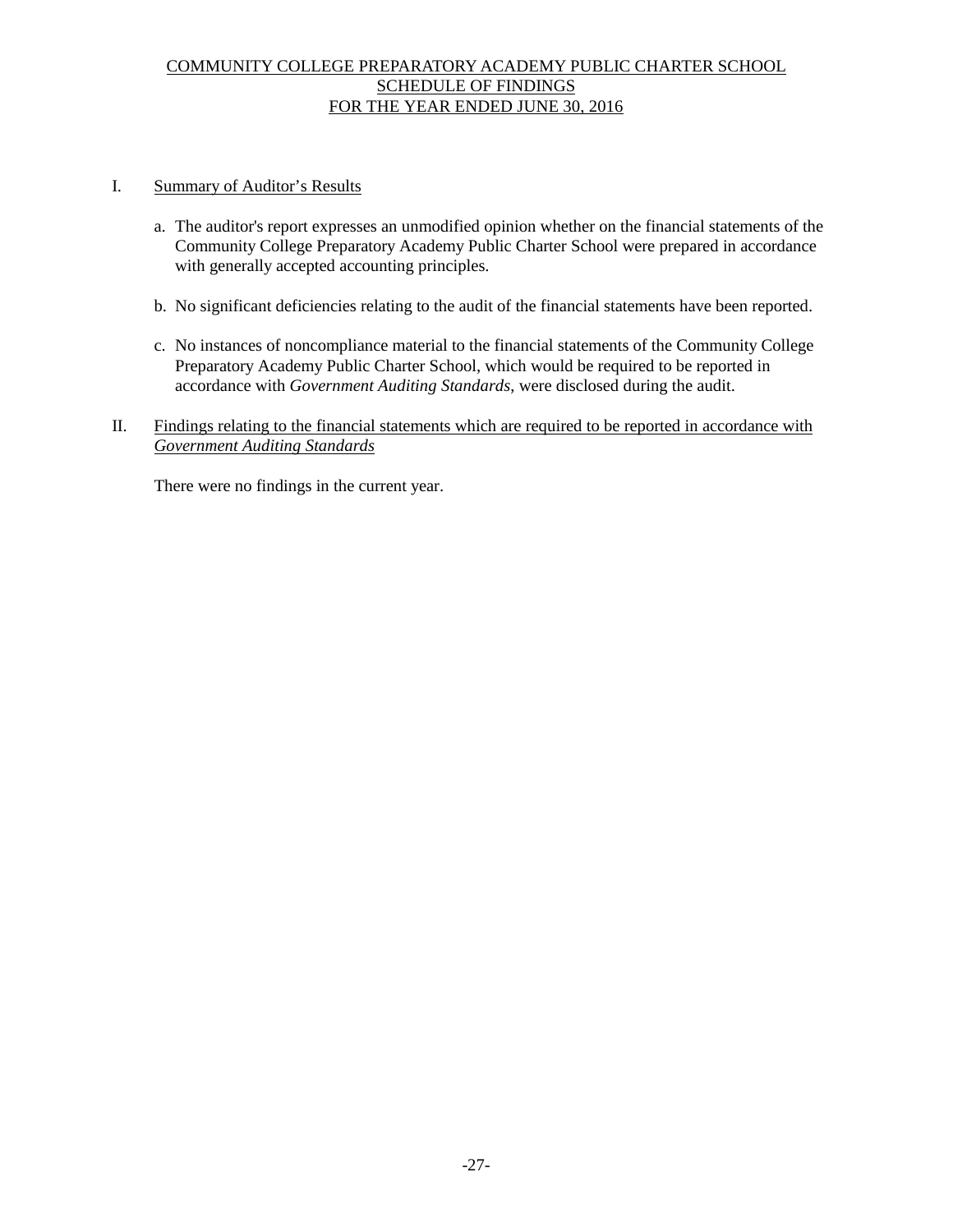# COMMUNITY COLLEGE PREPARATORY ACADEMY PUBLIC CHARTER SCHOOL
## SCHEDULE OF FINDINGS
## FOR THE YEAR ENDED JUNE 30, 2016

I. Summary of Auditor's Results

a. The auditor's report expresses an unmodified opinion whether on the financial statements of the Community College Preparatory Academy Public Charter School were prepared in accordance with generally accepted accounting principles.

b. No significant deficiencies relating to the audit of the financial statements have been reported.

c. No instances of noncompliance material to the financial statements of the Community College Preparatory Academy Public Charter School, which would be required to be reported in accordance with *Government Auditing Standards*, were disclosed during the audit.

II. Findings relating to the financial statements which are required to be reported in accordance with *Government Auditing Standards*

There were no findings in the current year.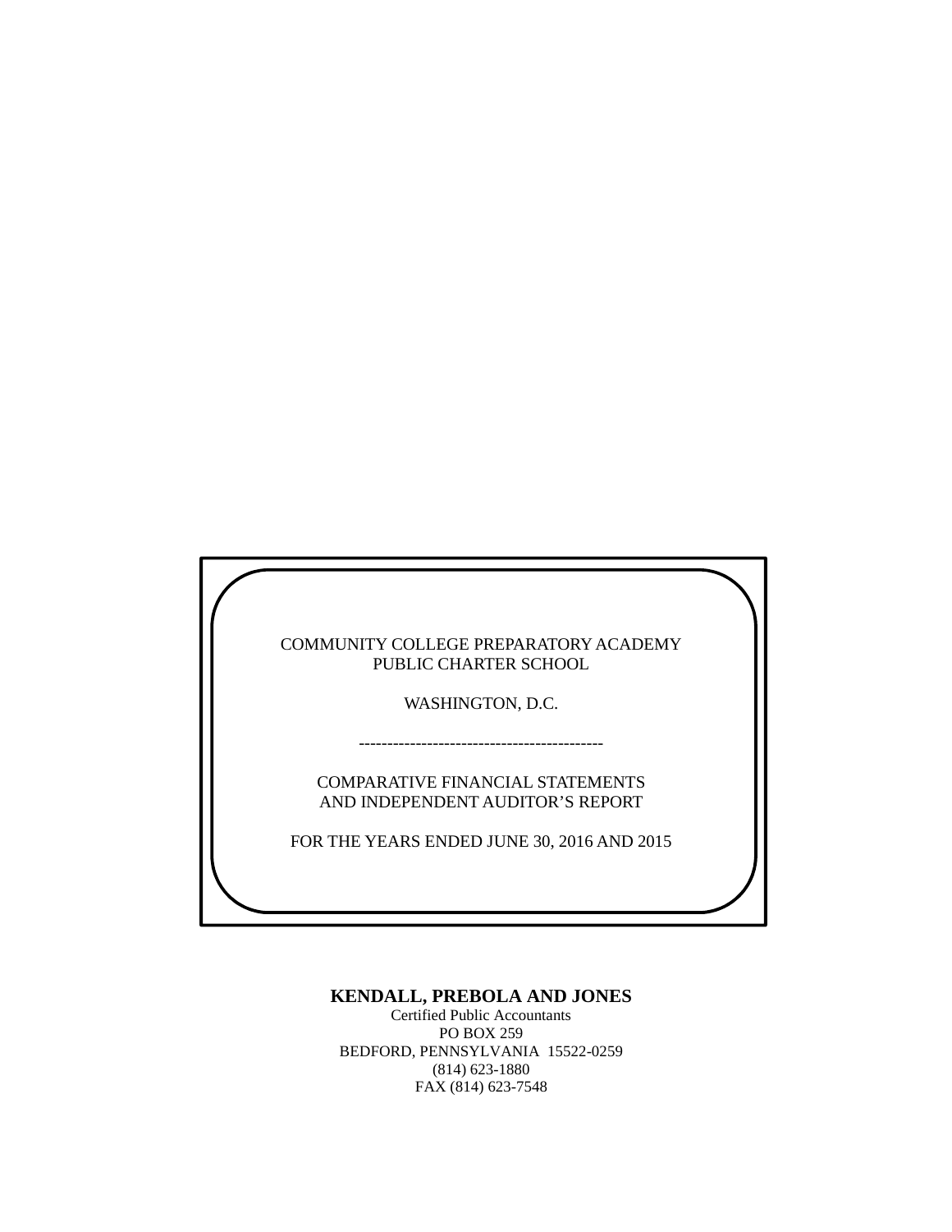COMMUNITY COLLEGE PREPARATORY ACADEMY
PUBLIC CHARTER SCHOOL

WASHINGTON, D.C.

-------------------------------------------

COMPARATIVE FINANCIAL STATEMENTS
AND INDEPENDENT AUDITOR'S REPORT

FOR THE YEARS ENDED JUNE 30, 2016 AND 2015

**KENDALL, PREBOLA AND JONES**
Certified Public Accountants
PO BOX 259
BEDFORD, PENNSYLVANIA 15522-0259
(814) 623-1880
FAX (814) 623-7548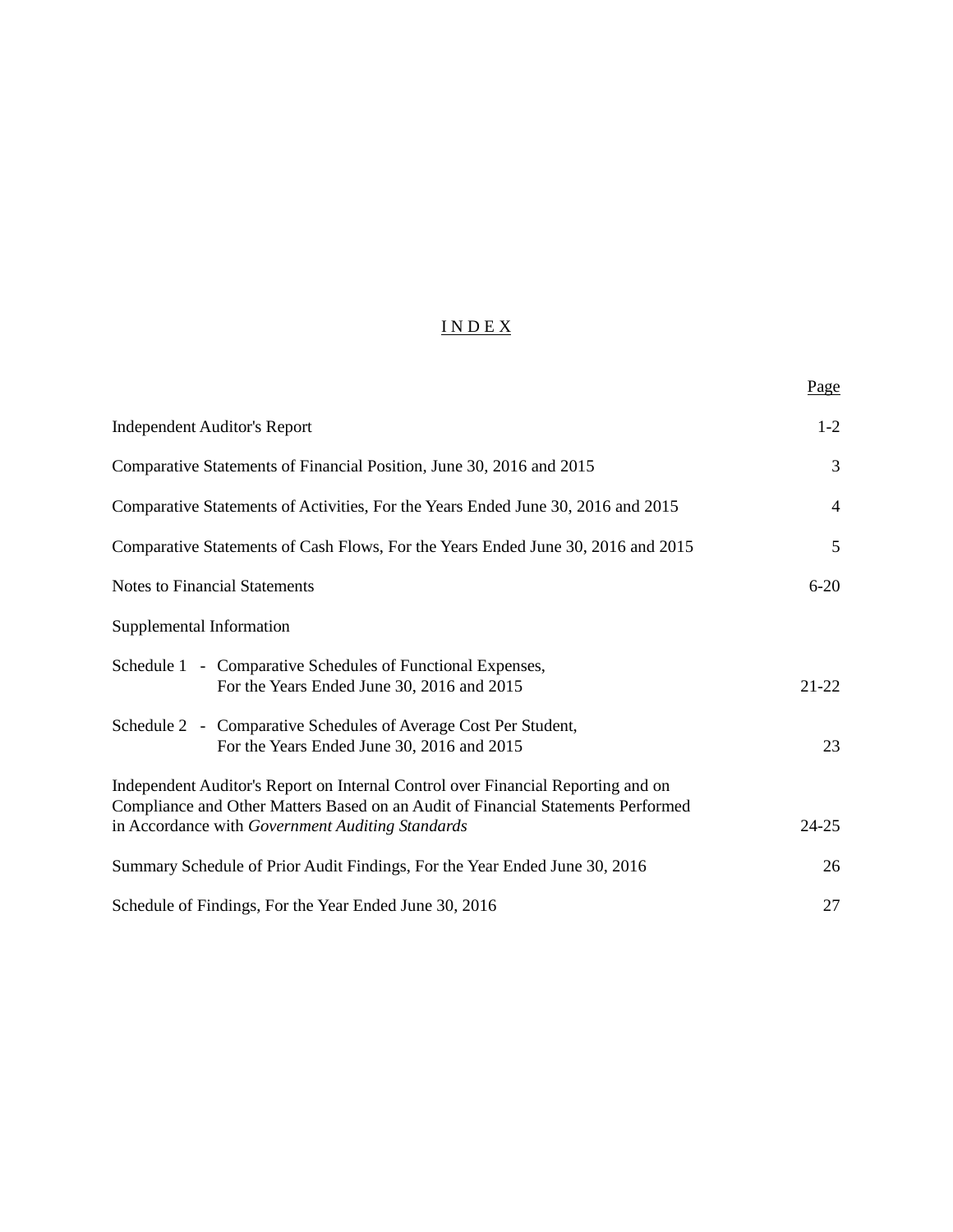# I N D E X

| | Page |
|---|---|
| Independent Auditor's Report | 1-2 |
| Comparative Statements of Financial Position, June 30, 2016 and 2015 | 3 |
| Comparative Statements of Activities, For the Years Ended June 30, 2016 and 2015 | 4 |
| Comparative Statements of Cash Flows, For the Years Ended June 30, 2016 and 2015 | 5 |
| Notes to Financial Statements | 6-20 |
| Supplemental Information | |
| Schedule 1 - Comparative Schedules of Functional Expenses, For the Years Ended June 30, 2016 and 2015 | 21-22 |
| Schedule 2 - Comparative Schedules of Average Cost Per Student, For the Years Ended June 30, 2016 and 2015 | 23 |
| Independent Auditor's Report on Internal Control over Financial Reporting and on Compliance and Other Matters Based on an Audit of Financial Statements Performed in Accordance with *Government Auditing Standards* | 24-25 |
| Summary Schedule of Prior Audit Findings, For the Year Ended June 30, 2016 | 26 |
| Schedule of Findings, For the Year Ended June 30, 2016 | 27 |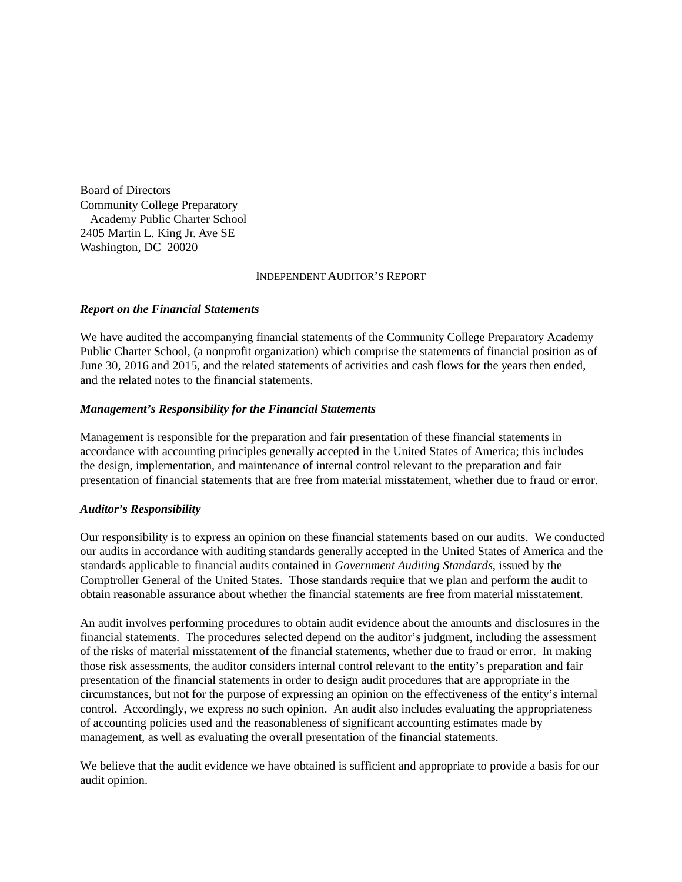Board of Directors
Community College Preparatory
Academy Public Charter School
2405 Martin L. King Jr. Ave SE
Washington, DC 20020

## INDEPENDENT AUDITOR'S REPORT

***Report on the Financial Statements***

We have audited the accompanying financial statements of the Community College Preparatory Academy Public Charter School, (a nonprofit organization) which comprise the statements of financial position as of June 30, 2016 and 2015, and the related statements of activities and cash flows for the years then ended, and the related notes to the financial statements.

***Management's Responsibility for the Financial Statements***

Management is responsible for the preparation and fair presentation of these financial statements in accordance with accounting principles generally accepted in the United States of America; this includes the design, implementation, and maintenance of internal control relevant to the preparation and fair presentation of financial statements that are free from material misstatement, whether due to fraud or error.

***Auditor's Responsibility***

Our responsibility is to express an opinion on these financial statements based on our audits. We conducted our audits in accordance with auditing standards generally accepted in the United States of America and the standards applicable to financial audits contained in *Government Auditing Standards*, issued by the Comptroller General of the United States. Those standards require that we plan and perform the audit to obtain reasonable assurance about whether the financial statements are free from material misstatement.

An audit involves performing procedures to obtain audit evidence about the amounts and disclosures in the financial statements. The procedures selected depend on the auditor's judgment, including the assessment of the risks of material misstatement of the financial statements, whether due to fraud or error. In making those risk assessments, the auditor considers internal control relevant to the entity's preparation and fair presentation of the financial statements in order to design audit procedures that are appropriate in the circumstances, but not for the purpose of expressing an opinion on the effectiveness of the entity's internal control. Accordingly, we express no such opinion. An audit also includes evaluating the appropriateness of accounting policies used and the reasonableness of significant accounting estimates made by management, as well as evaluating the overall presentation of the financial statements.

We believe that the audit evidence we have obtained is sufficient and appropriate to provide a basis for our audit opinion.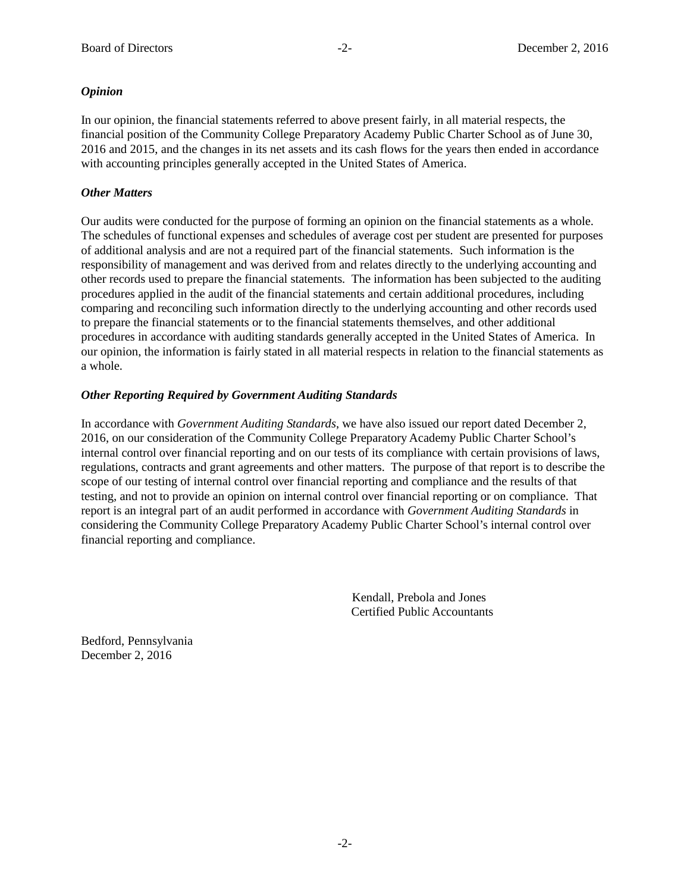***Opinion***

In our opinion, the financial statements referred to above present fairly, in all material respects, the financial position of the Community College Preparatory Academy Public Charter School as of June 30, 2016 and 2015, and the changes in its net assets and its cash flows for the years then ended in accordance with accounting principles generally accepted in the United States of America.

***Other Matters***

Our audits were conducted for the purpose of forming an opinion on the financial statements as a whole. The schedules of functional expenses and schedules of average cost per student are presented for purposes of additional analysis and are not a required part of the financial statements. Such information is the responsibility of management and was derived from and relates directly to the underlying accounting and other records used to prepare the financial statements. The information has been subjected to the auditing procedures applied in the audit of the financial statements and certain additional procedures, including comparing and reconciling such information directly to the underlying accounting and other records used to prepare the financial statements or to the financial statements themselves, and other additional procedures in accordance with auditing standards generally accepted in the United States of America. In our opinion, the information is fairly stated in all material respects in relation to the financial statements as a whole.

***Other Reporting Required by Government Auditing Standards***

In accordance with *Government Auditing Standards*, we have also issued our report dated December 2, 2016, on our consideration of the Community College Preparatory Academy Public Charter School's internal control over financial reporting and on our tests of its compliance with certain provisions of laws, regulations, contracts and grant agreements and other matters. The purpose of that report is to describe the scope of our testing of internal control over financial reporting and compliance and the results of that testing, and not to provide an opinion on internal control over financial reporting or on compliance. That report is an integral part of an audit performed in accordance with *Government Auditing Standards* in considering the Community College Preparatory Academy Public Charter School's internal control over financial reporting and compliance.

Kendall, Prebola and Jones
Certified Public Accountants

Bedford, Pennsylvania
December 2, 2016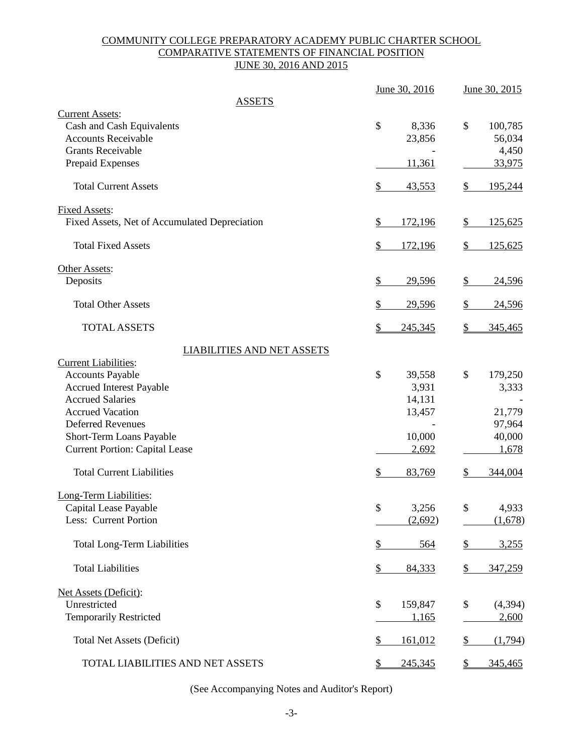COMMUNITY COLLEGE PREPARATORY ACADEMY PUBLIC CHARTER SCHOOL
COMPARATIVE STATEMENTS OF FINANCIAL POSITION
JUNE 30, 2016 AND 2015

| | June 30, 2016 | June 30, 2015 |
|---|---|---|
| **ASSETS** | | |
| Current Assets: | | |
| Cash and Cash Equivalents | $ 8,336 | $ 100,785 |
| Accounts Receivable | 23,856 | 56,034 |
| Grants Receivable | - | 4,450 |
| Prepaid Expenses | 11,361 | 33,975 |
| Total Current Assets | $ 43,553 | $ 195,244 |
| Fixed Assets: | | |
| Fixed Assets, Net of Accumulated Depreciation | $ 172,196 | $ 125,625 |
| Total Fixed Assets | $ 172,196 | $ 125,625 |
| Other Assets: | | |
| Deposits | $ 29,596 | $ 24,596 |
| Total Other Assets | $ 29,596 | $ 24,596 |
| TOTAL ASSETS | $ 245,345 | $ 345,465 |
| **LIABILITIES AND NET ASSETS** | | |
| Current Liabilities: | | |
| Accounts Payable | $ 39,558 | $ 179,250 |
| Accrued Interest Payable | 3,931 | 3,333 |
| Accrued Salaries | 14,131 | - |
| Accrued Vacation | 13,457 | 21,779 |
| Deferred Revenues | - | 97,964 |
| Short-Term Loans Payable | 10,000 | 40,000 |
| Current Portion: Capital Lease | 2,692 | 1,678 |
| Total Current Liabilities | $ 83,769 | $ 344,004 |
| Long-Term Liabilities: | | |
| Capital Lease Payable | $ 3,256 | $ 4,933 |
| Less: Current Portion | (2,692) | (1,678) |
| Total Long-Term Liabilities | $ 564 | $ 3,255 |
| Total Liabilities | $ 84,333 | $ 347,259 |
| Net Assets (Deficit): | | |
| Unrestricted | $ 159,847 | $ (4,394) |
| Temporarily Restricted | 1,165 | 2,600 |
| Total Net Assets (Deficit) | $ 161,012 | $ (1,794) |
| TOTAL LIABILITIES AND NET ASSETS | $ 245,345 | $ 345,465 |

(See Accompanying Notes and Auditor's Report)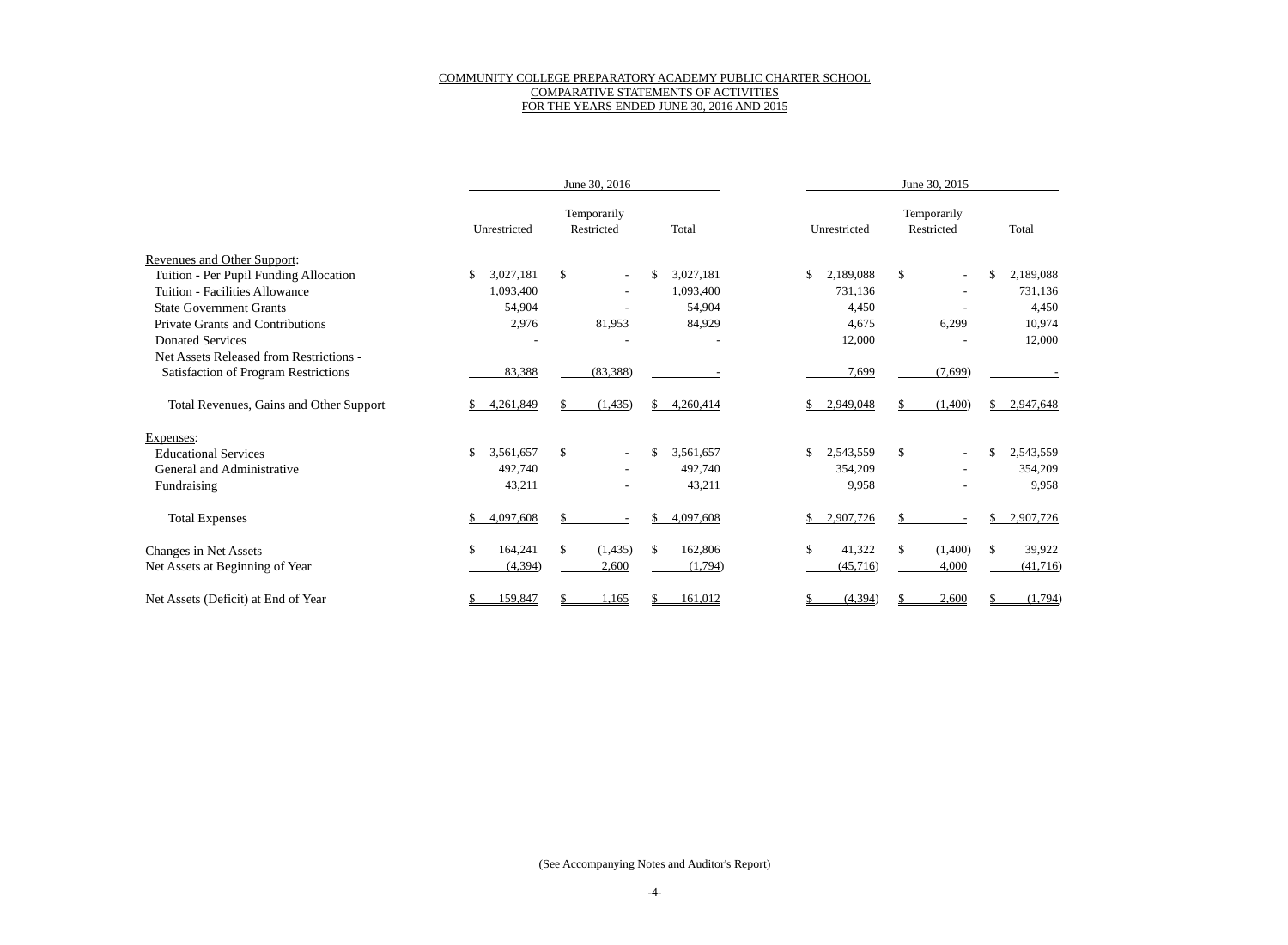COMMUNITY COLLEGE PREPARATORY ACADEMY PUBLIC CHARTER SCHOOL
COMPARATIVE STATEMENTS OF ACTIVITIES
FOR THE YEARS ENDED JUNE 30, 2016 AND 2015

| | June 30, 2016 | | | June 30, 2015 | | |
|---|---|---|---|---|---|---|
| | Unrestricted | Temporarily Restricted | Total | Unrestricted | Temporarily Restricted | Total |
| Revenues and Other Support: | | | | | | |
| Tuition - Per Pupil Funding Allocation | $ 3,027,181 | $ - | $ 3,027,181 | $ 2,189,088 | $ - | $ 2,189,088 |
| Tuition - Facilities Allowance | 1,093,400 | - | 1,093,400 | 731,136 | - | 731,136 |
| State Government Grants | 54,904 | - | 54,904 | 4,450 | - | 4,450 |
| Private Grants and Contributions | 2,976 | 81,953 | 84,929 | 4,675 | 6,299 | 10,974 |
| Donated Services | - | - | - | 12,000 | - | 12,000 |
| Net Assets Released from Restrictions - Satisfaction of Program Restrictions | 83,388 | (83,388) | - | 7,699 | (7,699) | - |
| Total Revenues, Gains and Other Support | $ 4,261,849 | $ (1,435) | $ 4,260,414 | $ 2,949,048 | $ (1,400) | $ 2,947,648 |
| Expenses: | | | | | | |
| Educational Services | $ 3,561,657 | $ - | $ 3,561,657 | $ 2,543,559 | $ - | $ 2,543,559 |
| General and Administrative | 492,740 | - | 492,740 | 354,209 | - | 354,209 |
| Fundraising | 43,211 | - | 43,211 | 9,958 | - | 9,958 |
| Total Expenses | $ 4,097,608 | $ - | $ 4,097,608 | $ 2,907,726 | $ - | $ 2,907,726 |
| Changes in Net Assets | $ 164,241 | $ (1,435) | $ 162,806 | $ 41,322 | $ (1,400) | $ 39,922 |
| Net Assets at Beginning of Year | (4,394) | 2,600 | (1,794) | (45,716) | 4,000 | (41,716) |
| Net Assets (Deficit) at End of Year | $ 159,847 | $ 1,165 | $ 161,012 | $ (4,394) | $ 2,600 | $ (1,794) |

(See Accompanying Notes and Auditor's Report)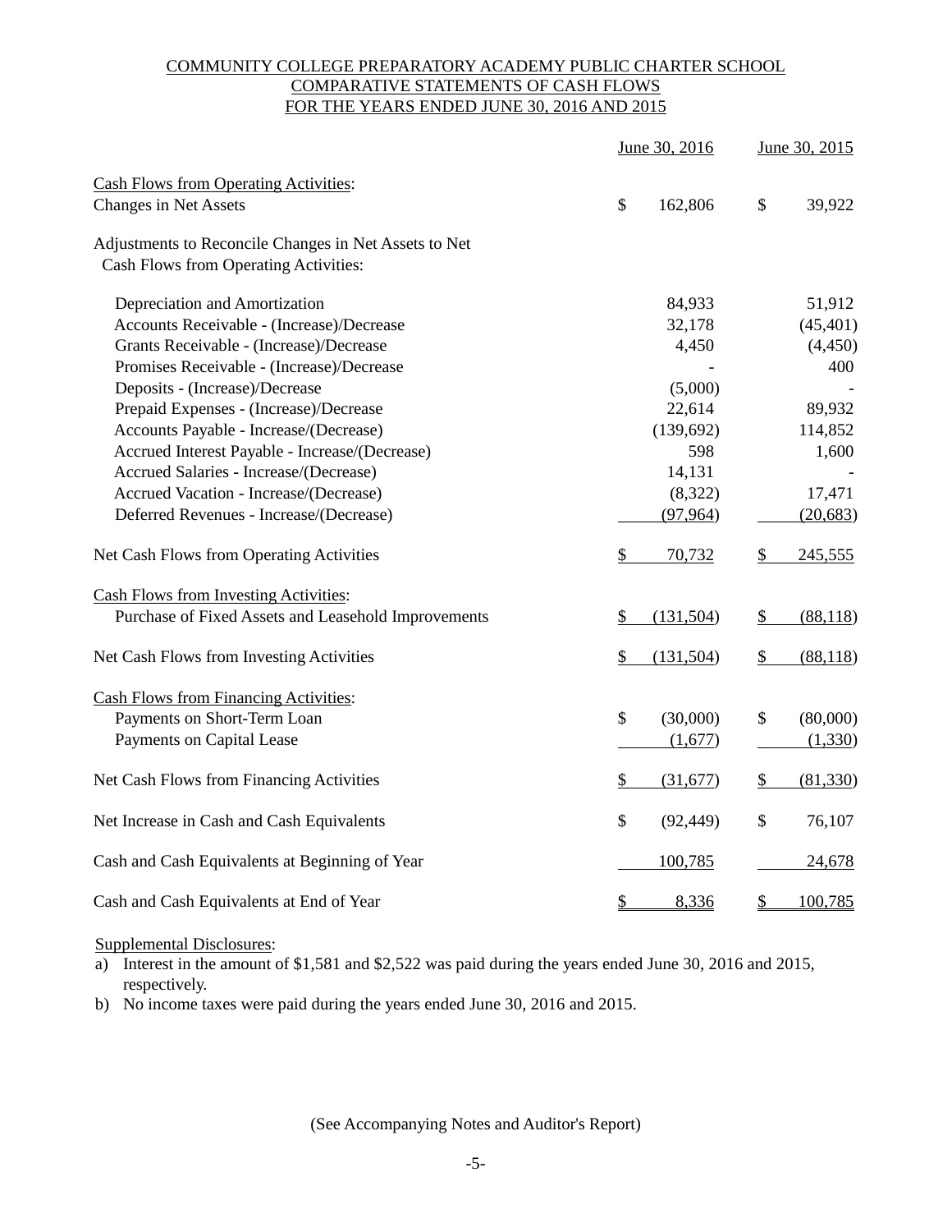# COMMUNITY COLLEGE PREPARATORY ACADEMY PUBLIC CHARTER SCHOOL
## COMPARATIVE STATEMENTS OF CASH FLOWS
## FOR THE YEARS ENDED JUNE 30, 2016 AND 2015

| | June 30, 2016 | June 30, 2015 |
|---|---|---|
| **Cash Flows from Operating Activities:** | | |
| Changes in Net Assets | $ 162,806 | $ 39,922 |
| Adjustments to Reconcile Changes in Net Assets to Net Cash Flows from Operating Activities: | | |
| Depreciation and Amortization | 84,933 | 51,912 |
| Accounts Receivable - (Increase)/Decrease | 32,178 | (45,401) |
| Grants Receivable - (Increase)/Decrease | 4,450 | (4,450) |
| Promises Receivable - (Increase)/Decrease | - | 400 |
| Deposits - (Increase)/Decrease | (5,000) | - |
| Prepaid Expenses - (Increase)/Decrease | 22,614 | 89,932 |
| Accounts Payable - Increase/(Decrease) | (139,692) | 114,852 |
| Accrued Interest Payable - Increase/(Decrease) | 598 | 1,600 |
| Accrued Salaries - Increase/(Decrease) | 14,131 | - |
| Accrued Vacation - Increase/(Decrease) | (8,322) | 17,471 |
| Deferred Revenues - Increase/(Decrease) | (97,964) | (20,683) |
| Net Cash Flows from Operating Activities | $ 70,732 | $ 245,555 |
| **Cash Flows from Investing Activities:** | | |
| Purchase of Fixed Assets and Leasehold Improvements | $ (131,504) | $ (88,118) |
| Net Cash Flows from Investing Activities | $ (131,504) | $ (88,118) |
| **Cash Flows from Financing Activities:** | | |
| Payments on Short-Term Loan | $ (30,000) | $ (80,000) |
| Payments on Capital Lease | (1,677) | (1,330) |
| Net Cash Flows from Financing Activities | $ (31,677) | $ (81,330) |
| Net Increase in Cash and Cash Equivalents | $ (92,449) | $ 76,107 |
| Cash and Cash Equivalents at Beginning of Year | 100,785 | 24,678 |
| Cash and Cash Equivalents at End of Year | $ 8,336 | $ 100,785 |

Supplemental Disclosures:

a) Interest in the amount of $1,581 and $2,522 was paid during the years ended June 30, 2016 and 2015, respectively.

b) No income taxes were paid during the years ended June 30, 2016 and 2015.

(See Accompanying Notes and Auditor's Report)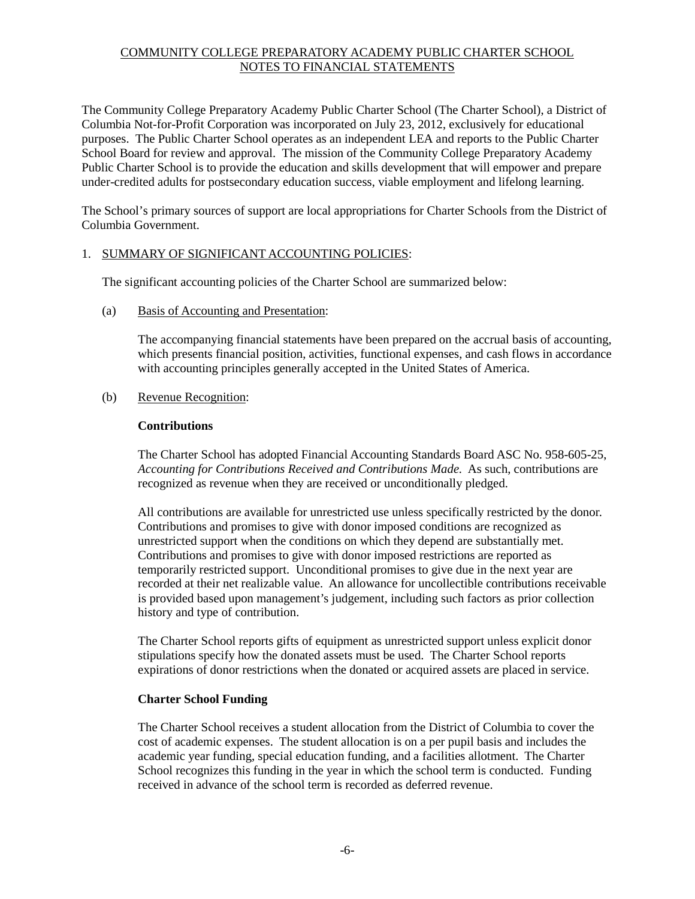# COMMUNITY COLLEGE PREPARATORY ACADEMY PUBLIC CHARTER SCHOOL
## NOTES TO FINANCIAL STATEMENTS

The Community College Preparatory Academy Public Charter School (The Charter School), a District of Columbia Not-for-Profit Corporation was incorporated on July 23, 2012, exclusively for educational purposes. The Public Charter School operates as an independent LEA and reports to the Public Charter School Board for review and approval. The mission of the Community College Preparatory Academy Public Charter School is to provide the education and skills development that will empower and prepare under-credited adults for postsecondary education success, viable employment and lifelong learning.

The School's primary sources of support are local appropriations for Charter Schools from the District of Columbia Government.

1. SUMMARY OF SIGNIFICANT ACCOUNTING POLICIES:

   The significant accounting policies of the Charter School are summarized below:

   (a) Basis of Accounting and Presentation:

   The accompanying financial statements have been prepared on the accrual basis of accounting, which presents financial position, activities, functional expenses, and cash flows in accordance with accounting principles generally accepted in the United States of America.

   (b) Revenue Recognition:

   **Contributions**

   The Charter School has adopted Financial Accounting Standards Board ASC No. 958-605-25, *Accounting for Contributions Received and Contributions Made.* As such, contributions are recognized as revenue when they are received or unconditionally pledged.

   All contributions are available for unrestricted use unless specifically restricted by the donor. Contributions and promises to give with donor imposed conditions are recognized as unrestricted support when the conditions on which they depend are substantially met. Contributions and promises to give with donor imposed restrictions are reported as temporarily restricted support. Unconditional promises to give due in the next year are recorded at their net realizable value. An allowance for uncollectible contributions receivable is provided based upon management's judgement, including such factors as prior collection history and type of contribution.

   The Charter School reports gifts of equipment as unrestricted support unless explicit donor stipulations specify how the donated assets must be used. The Charter School reports expirations of donor restrictions when the donated or acquired assets are placed in service.

   **Charter School Funding**

   The Charter School receives a student allocation from the District of Columbia to cover the cost of academic expenses. The student allocation is on a per pupil basis and includes the academic year funding, special education funding, and a facilities allotment. The Charter School recognizes this funding in the year in which the school term is conducted. Funding received in advance of the school term is recorded as deferred revenue.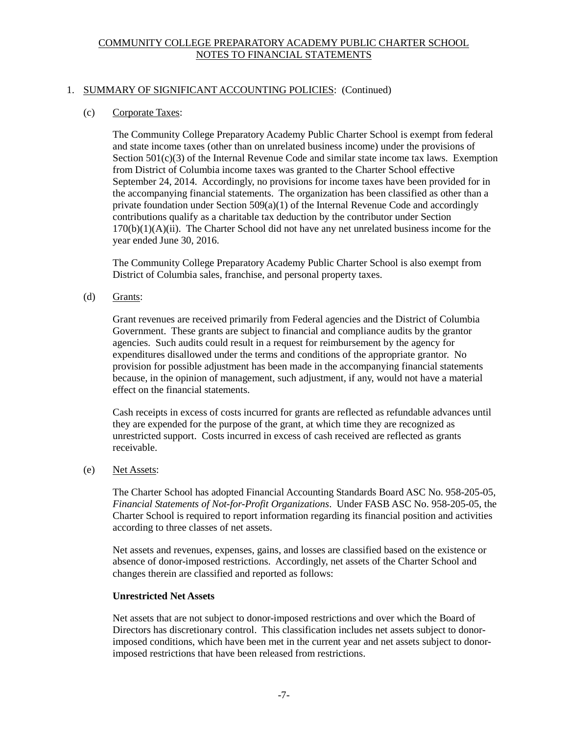COMMUNITY COLLEGE PREPARATORY ACADEMY PUBLIC CHARTER SCHOOL
NOTES TO FINANCIAL STATEMENTS

## 1. SUMMARY OF SIGNIFICANT ACCOUNTING POLICIES: (Continued)

### (c) Corporate Taxes:

The Community College Preparatory Academy Public Charter School is exempt from federal and state income taxes (other than on unrelated business income) under the provisions of Section 501(c)(3) of the Internal Revenue Code and similar state income tax laws. Exemption from District of Columbia income taxes was granted to the Charter School effective September 24, 2014. Accordingly, no provisions for income taxes have been provided for in the accompanying financial statements. The organization has been classified as other than a private foundation under Section 509(a)(1) of the Internal Revenue Code and accordingly contributions qualify as a charitable tax deduction by the contributor under Section 170(b)(1)(A)(ii). The Charter School did not have any net unrelated business income for the year ended June 30, 2016.

The Community College Preparatory Academy Public Charter School is also exempt from District of Columbia sales, franchise, and personal property taxes.

### (d) Grants:

Grant revenues are received primarily from Federal agencies and the District of Columbia Government. These grants are subject to financial and compliance audits by the grantor agencies. Such audits could result in a request for reimbursement by the agency for expenditures disallowed under the terms and conditions of the appropriate grantor. No provision for possible adjustment has been made in the accompanying financial statements because, in the opinion of management, such adjustment, if any, would not have a material effect on the financial statements.

Cash receipts in excess of costs incurred for grants are reflected as refundable advances until they are expended for the purpose of the grant, at which time they are recognized as unrestricted support. Costs incurred in excess of cash received are reflected as grants receivable.

### (e) Net Assets:

The Charter School has adopted Financial Accounting Standards Board ASC No. 958-205-05, *Financial Statements of Not-for-Profit Organizations*. Under FASB ASC No. 958-205-05, the Charter School is required to report information regarding its financial position and activities according to three classes of net assets.

Net assets and revenues, expenses, gains, and losses are classified based on the existence or absence of donor-imposed restrictions. Accordingly, net assets of the Charter School and changes therein are classified and reported as follows:

**Unrestricted Net Assets**

Net assets that are not subject to donor-imposed restrictions and over which the Board of Directors has discretionary control. This classification includes net assets subject to donor-imposed conditions, which have been met in the current year and net assets subject to donor-imposed restrictions that have been released from restrictions.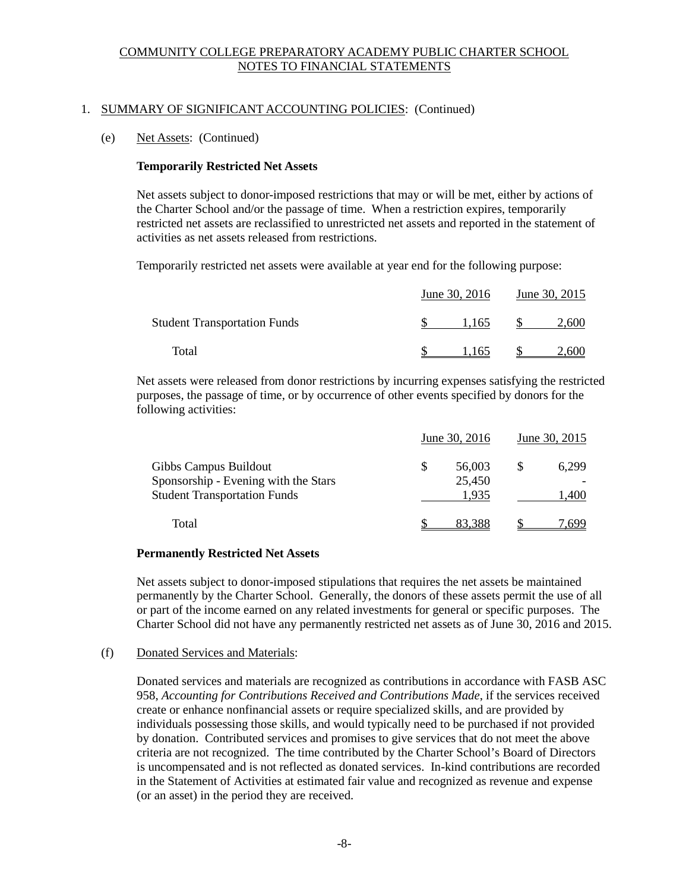COMMUNITY COLLEGE PREPARATORY ACADEMY PUBLIC CHARTER SCHOOL
NOTES TO FINANCIAL STATEMENTS

1. SUMMARY OF SIGNIFICANT ACCOUNTING POLICIES: (Continued)

(e) Net Assets: (Continued)

**Temporarily Restricted Net Assets**

Net assets subject to donor-imposed restrictions that may or will be met, either by actions of the Charter School and/or the passage of time. When a restriction expires, temporarily restricted net assets are reclassified to unrestricted net assets and reported in the statement of activities as net assets released from restrictions.

Temporarily restricted net assets were available at year end for the following purpose:

| | June 30, 2016 | June 30, 2015 |
|---|---|---|
| Student Transportation Funds | $ 1,165 | $ 2,600 |
| Total | $ 1,165 | $ 2,600 |

Net assets were released from donor restrictions by incurring expenses satisfying the restricted purposes, the passage of time, or by occurrence of other events specified by donors for the following activities:

| | June 30, 2016 | June 30, 2015 |
|---|---|---|
| Gibbs Campus Buildout | $ 56,003 | $ 6,299 |
| Sponsorship - Evening with the Stars | 25,450 | - |
| Student Transportation Funds | 1,935 | 1,400 |
| Total | $ 83,388 | $ 7,699 |

**Permanently Restricted Net Assets**

Net assets subject to donor-imposed stipulations that requires the net assets be maintained permanently by the Charter School. Generally, the donors of these assets permit the use of all or part of the income earned on any related investments for general or specific purposes. The Charter School did not have any permanently restricted net assets as of June 30, 2016 and 2015.

(f) Donated Services and Materials:

Donated services and materials are recognized as contributions in accordance with FASB ASC 958, *Accounting for Contributions Received and Contributions Made*, if the services received create or enhance nonfinancial assets or require specialized skills, and are provided by individuals possessing those skills, and would typically need to be purchased if not provided by donation. Contributed services and promises to give services that do not meet the above criteria are not recognized. The time contributed by the Charter School's Board of Directors is uncompensated and is not reflected as donated services. In-kind contributions are recorded in the Statement of Activities at estimated fair value and recognized as revenue and expense (or an asset) in the period they are received.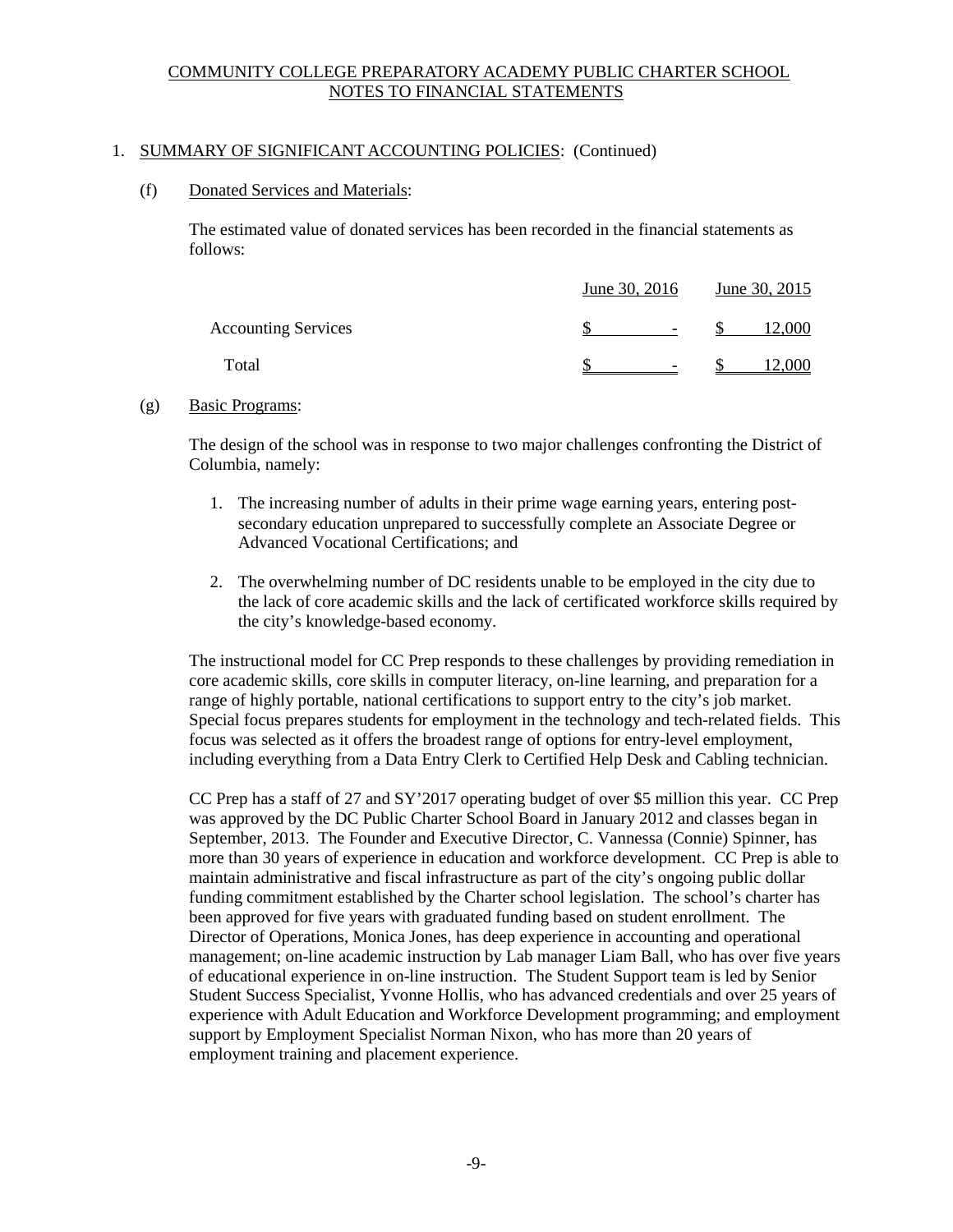COMMUNITY COLLEGE PREPARATORY ACADEMY PUBLIC CHARTER SCHOOL
NOTES TO FINANCIAL STATEMENTS

1. SUMMARY OF SIGNIFICANT ACCOUNTING POLICIES: (Continued)

(f) Donated Services and Materials:

The estimated value of donated services has been recorded in the financial statements as follows:

| | June 30, 2016 | June 30, 2015 |
|---|---|---|
| Accounting Services | $ - | $ 12,000 |
| Total | $ - | $ 12,000 |

(g) Basic Programs:

The design of the school was in response to two major challenges confronting the District of Columbia, namely:

1. The increasing number of adults in their prime wage earning years, entering post-secondary education unprepared to successfully complete an Associate Degree or Advanced Vocational Certifications; and

2. The overwhelming number of DC residents unable to be employed in the city due to the lack of core academic skills and the lack of certificated workforce skills required by the city's knowledge-based economy.

The instructional model for CC Prep responds to these challenges by providing remediation in core academic skills, core skills in computer literacy, on-line learning, and preparation for a range of highly portable, national certifications to support entry to the city's job market. Special focus prepares students for employment in the technology and tech-related fields. This focus was selected as it offers the broadest range of options for entry-level employment, including everything from a Data Entry Clerk to Certified Help Desk and Cabling technician.

CC Prep has a staff of 27 and SY'2017 operating budget of over $5 million this year. CC Prep was approved by the DC Public Charter School Board in January 2012 and classes began in September, 2013. The Founder and Executive Director, C. Vannessa (Connie) Spinner, has more than 30 years of experience in education and workforce development. CC Prep is able to maintain administrative and fiscal infrastructure as part of the city's ongoing public dollar funding commitment established by the Charter school legislation. The school's charter has been approved for five years with graduated funding based on student enrollment. The Director of Operations, Monica Jones, has deep experience in accounting and operational management; on-line academic instruction by Lab manager Liam Ball, who has over five years of educational experience in on-line instruction. The Student Support team is led by Senior Student Success Specialist, Yvonne Hollis, who has advanced credentials and over 25 years of experience with Adult Education and Workforce Development programming; and employment support by Employment Specialist Norman Nixon, who has more than 20 years of employment training and placement experience.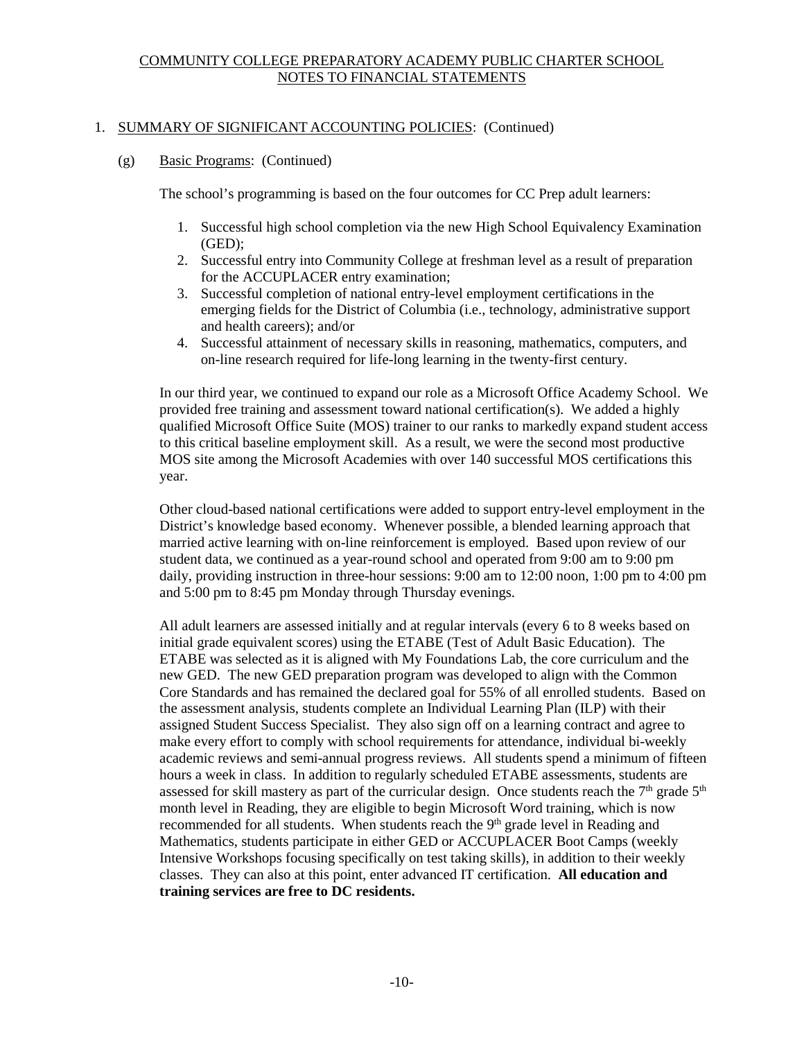COMMUNITY COLLEGE PREPARATORY ACADEMY PUBLIC CHARTER SCHOOL
NOTES TO FINANCIAL STATEMENTS

1. SUMMARY OF SIGNIFICANT ACCOUNTING POLICIES: (Continued)

   (g) Basic Programs: (Continued)

   The school's programming is based on the four outcomes for CC Prep adult learners:

   1. Successful high school completion via the new High School Equivalency Examination (GED);
   2. Successful entry into Community College at freshman level as a result of preparation for the ACCUPLACER entry examination;
   3. Successful completion of national entry-level employment certifications in the emerging fields for the District of Columbia (i.e., technology, administrative support and health careers); and/or
   4. Successful attainment of necessary skills in reasoning, mathematics, computers, and on-line research required for life-long learning in the twenty-first century.

   In our third year, we continued to expand our role as a Microsoft Office Academy School. We provided free training and assessment toward national certification(s). We added a highly qualified Microsoft Office Suite (MOS) trainer to our ranks to markedly expand student access to this critical baseline employment skill. As a result, we were the second most productive MOS site among the Microsoft Academies with over 140 successful MOS certifications this year.

   Other cloud-based national certifications were added to support entry-level employment in the District's knowledge based economy. Whenever possible, a blended learning approach that married active learning with on-line reinforcement is employed. Based upon review of our student data, we continued as a year-round school and operated from 9:00 am to 9:00 pm daily, providing instruction in three-hour sessions: 9:00 am to 12:00 noon, 1:00 pm to 4:00 pm and 5:00 pm to 8:45 pm Monday through Thursday evenings.

   All adult learners are assessed initially and at regular intervals (every 6 to 8 weeks based on initial grade equivalent scores) using the ETABE (Test of Adult Basic Education). The ETABE was selected as it is aligned with My Foundations Lab, the core curriculum and the new GED. The new GED preparation program was developed to align with the Common Core Standards and has remained the declared goal for 55% of all enrolled students. Based on the assessment analysis, students complete an Individual Learning Plan (ILP) with their assigned Student Success Specialist. They also sign off on a learning contract and agree to make every effort to comply with school requirements for attendance, individual bi-weekly academic reviews and semi-annual progress reviews. All students spend a minimum of fifteen hours a week in class. In addition to regularly scheduled ETABE assessments, students are assessed for skill mastery as part of the curricular design. Once students reach the 7th grade 5th month level in Reading, they are eligible to begin Microsoft Word training, which is now recommended for all students. When students reach the 9th grade level in Reading and Mathematics, students participate in either GED or ACCUPLACER Boot Camps (weekly Intensive Workshops focusing specifically on test taking skills), in addition to their weekly classes. They can also at this point, enter advanced IT certification. **All education and training services are free to DC residents.**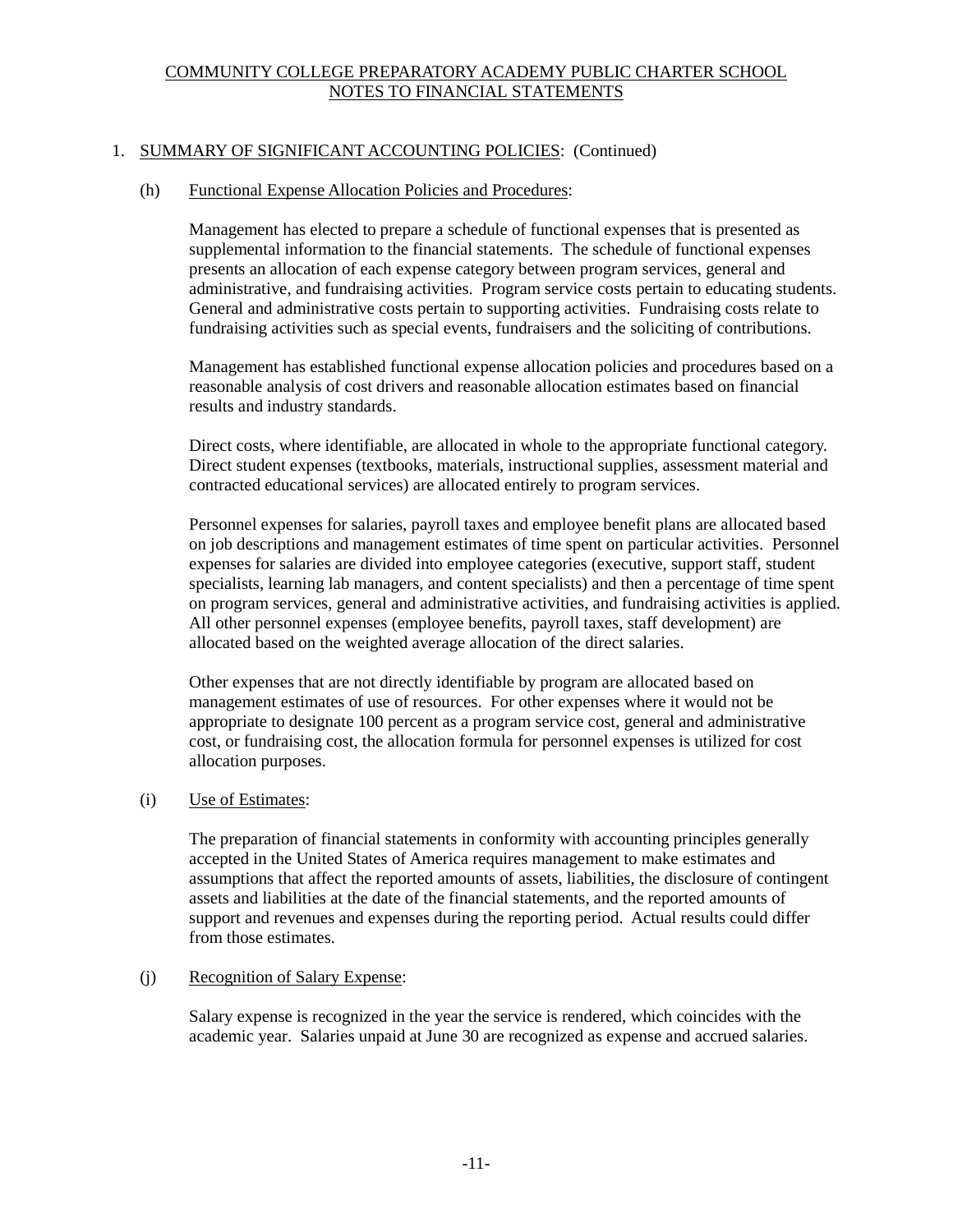COMMUNITY COLLEGE PREPARATORY ACADEMY PUBLIC CHARTER SCHOOL
NOTES TO FINANCIAL STATEMENTS

1. SUMMARY OF SIGNIFICANT ACCOUNTING POLICIES: (Continued)

(h) Functional Expense Allocation Policies and Procedures:

Management has elected to prepare a schedule of functional expenses that is presented as supplemental information to the financial statements. The schedule of functional expenses presents an allocation of each expense category between program services, general and administrative, and fundraising activities. Program service costs pertain to educating students. General and administrative costs pertain to supporting activities. Fundraising costs relate to fundraising activities such as special events, fundraisers and the soliciting of contributions.

Management has established functional expense allocation policies and procedures based on a reasonable analysis of cost drivers and reasonable allocation estimates based on financial results and industry standards.

Direct costs, where identifiable, are allocated in whole to the appropriate functional category. Direct student expenses (textbooks, materials, instructional supplies, assessment material and contracted educational services) are allocated entirely to program services.

Personnel expenses for salaries, payroll taxes and employee benefit plans are allocated based on job descriptions and management estimates of time spent on particular activities. Personnel expenses for salaries are divided into employee categories (executive, support staff, student specialists, learning lab managers, and content specialists) and then a percentage of time spent on program services, general and administrative activities, and fundraising activities is applied. All other personnel expenses (employee benefits, payroll taxes, staff development) are allocated based on the weighted average allocation of the direct salaries.

Other expenses that are not directly identifiable by program are allocated based on management estimates of use of resources. For other expenses where it would not be appropriate to designate 100 percent as a program service cost, general and administrative cost, or fundraising cost, the allocation formula for personnel expenses is utilized for cost allocation purposes.

(i) Use of Estimates:

The preparation of financial statements in conformity with accounting principles generally accepted in the United States of America requires management to make estimates and assumptions that affect the reported amounts of assets, liabilities, the disclosure of contingent assets and liabilities at the date of the financial statements, and the reported amounts of support and revenues and expenses during the reporting period. Actual results could differ from those estimates.

(j) Recognition of Salary Expense:

Salary expense is recognized in the year the service is rendered, which coincides with the academic year. Salaries unpaid at June 30 are recognized as expense and accrued salaries.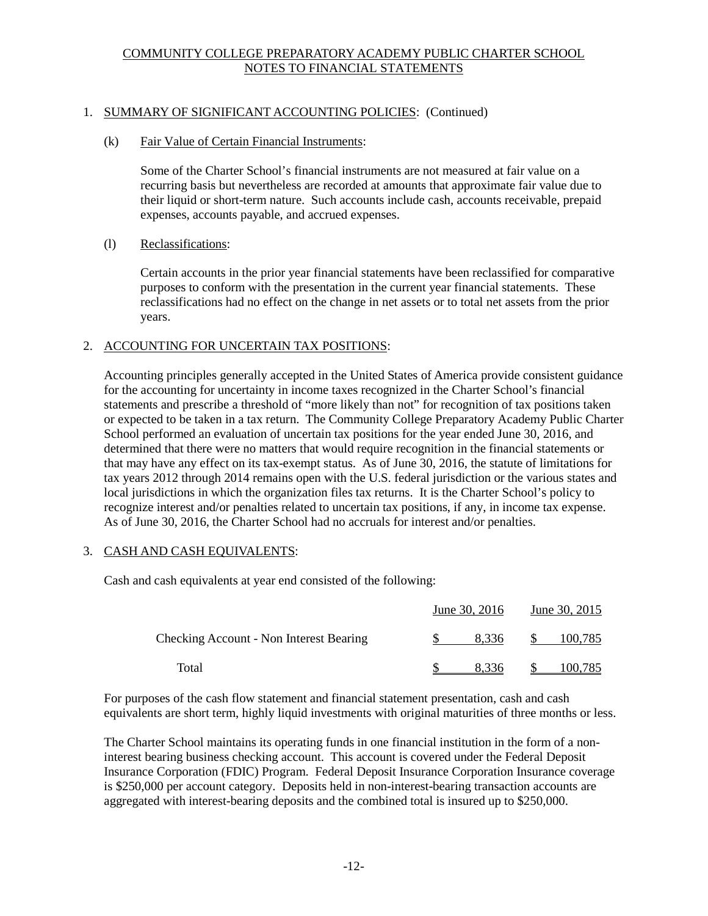COMMUNITY COLLEGE PREPARATORY ACADEMY PUBLIC CHARTER SCHOOL
NOTES TO FINANCIAL STATEMENTS

1. SUMMARY OF SIGNIFICANT ACCOUNTING POLICIES: (Continued)

   (k) Fair Value of Certain Financial Instruments:

   Some of the Charter School's financial instruments are not measured at fair value on a recurring basis but nevertheless are recorded at amounts that approximate fair value due to their liquid or short-term nature. Such accounts include cash, accounts receivable, prepaid expenses, accounts payable, and accrued expenses.

   (l) Reclassifications:

   Certain accounts in the prior year financial statements have been reclassified for comparative purposes to conform with the presentation in the current year financial statements. These reclassifications had no effect on the change in net assets or to total net assets from the prior years.

2. ACCOUNTING FOR UNCERTAIN TAX POSITIONS:

   Accounting principles generally accepted in the United States of America provide consistent guidance for the accounting for uncertainty in income taxes recognized in the Charter School's financial statements and prescribe a threshold of "more likely than not" for recognition of tax positions taken or expected to be taken in a tax return. The Community College Preparatory Academy Public Charter School performed an evaluation of uncertain tax positions for the year ended June 30, 2016, and determined that there were no matters that would require recognition in the financial statements or that may have any effect on its tax-exempt status. As of June 30, 2016, the statute of limitations for tax years 2012 through 2014 remains open with the U.S. federal jurisdiction or the various states and local jurisdictions in which the organization files tax returns. It is the Charter School's policy to recognize interest and/or penalties related to uncertain tax positions, if any, in income tax expense. As of June 30, 2016, the Charter School had no accruals for interest and/or penalties.

3. CASH AND CASH EQUIVALENTS:

   Cash and cash equivalents at year end consisted of the following:

| | June 30, 2016 | June 30, 2015 |
|---|---|---|
| Checking Account - Non Interest Bearing | $ 8,336 | $ 100,785 |
| Total | $ 8,336 | $ 100,785 |

   For purposes of the cash flow statement and financial statement presentation, cash and cash equivalents are short term, highly liquid investments with original maturities of three months or less.

   The Charter School maintains its operating funds in one financial institution in the form of a non-interest bearing business checking account. This account is covered under the Federal Deposit Insurance Corporation (FDIC) Program. Federal Deposit Insurance Corporation Insurance coverage is $250,000 per account category. Deposits held in non-interest-bearing transaction accounts are aggregated with interest-bearing deposits and the combined total is insured up to $250,000.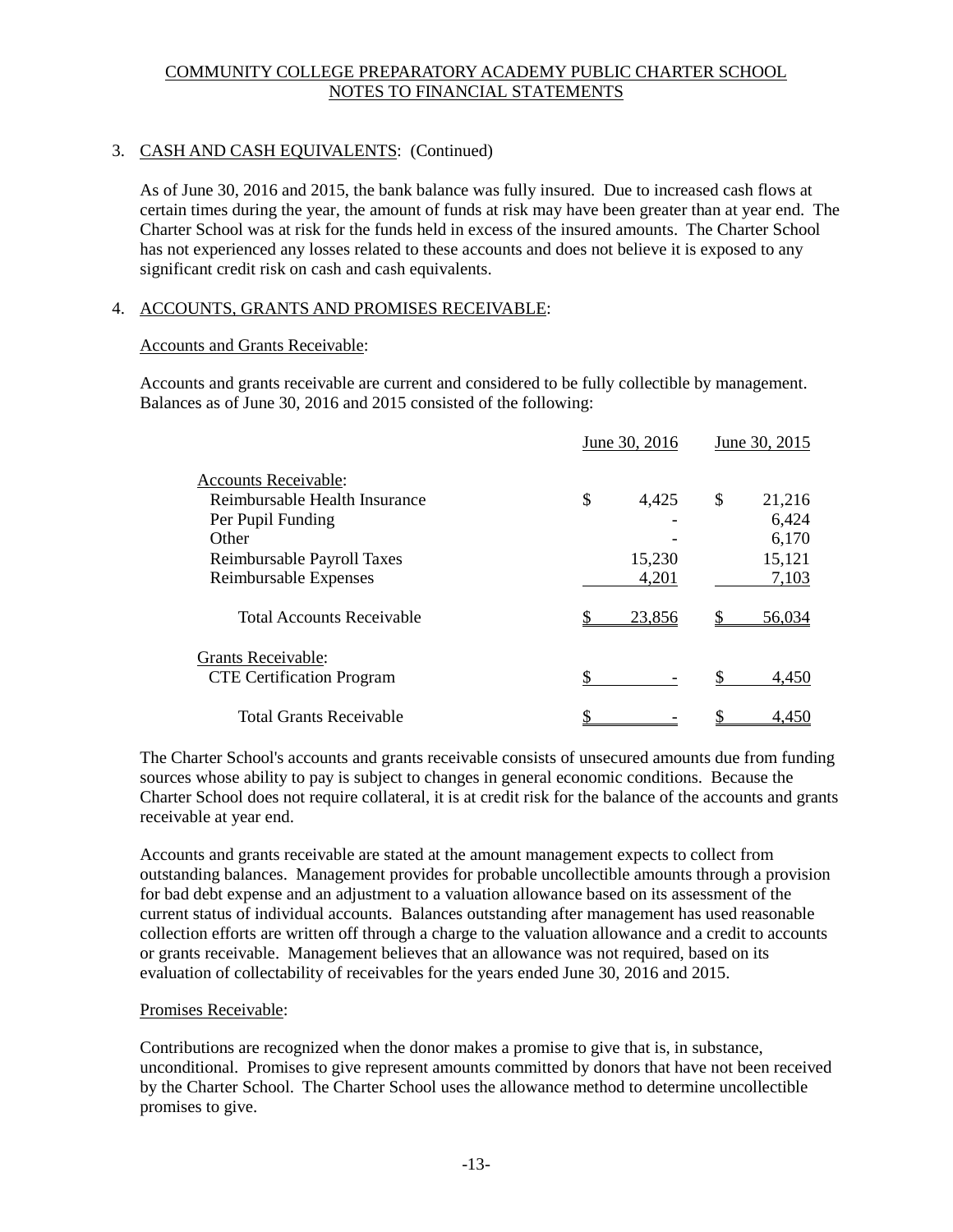COMMUNITY COLLEGE PREPARATORY ACADEMY PUBLIC CHARTER SCHOOL
NOTES TO FINANCIAL STATEMENTS

3. CASH AND CASH EQUIVALENTS: (Continued)

As of June 30, 2016 and 2015, the bank balance was fully insured. Due to increased cash flows at certain times during the year, the amount of funds at risk may have been greater than at year end. The Charter School was at risk for the funds held in excess of the insured amounts. The Charter School has not experienced any losses related to these accounts and does not believe it is exposed to any significant credit risk on cash and cash equivalents.

4. ACCOUNTS, GRANTS AND PROMISES RECEIVABLE:

Accounts and Grants Receivable:

Accounts and grants receivable are current and considered to be fully collectible by management. Balances as of June 30, 2016 and 2015 consisted of the following:

| | June 30, 2016 | June 30, 2015 |
|---|---|---|
| Accounts Receivable: | | |
| Reimbursable Health Insurance | $ 4,425 | $ 21,216 |
| Per Pupil Funding | - | 6,424 |
| Other | - | 6,170 |
| Reimbursable Payroll Taxes | 15,230 | 15,121 |
| Reimbursable Expenses | 4,201 | 7,103 |
| Total Accounts Receivable | $ 23,856 | $ 56,034 |
| Grants Receivable: | | |
| CTE Certification Program | $ - | $ 4,450 |
| Total Grants Receivable | $ - | $ 4,450 |

The Charter School's accounts and grants receivable consists of unsecured amounts due from funding sources whose ability to pay is subject to changes in general economic conditions. Because the Charter School does not require collateral, it is at credit risk for the balance of the accounts and grants receivable at year end.

Accounts and grants receivable are stated at the amount management expects to collect from outstanding balances. Management provides for probable uncollectible amounts through a provision for bad debt expense and an adjustment to a valuation allowance based on its assessment of the current status of individual accounts. Balances outstanding after management has used reasonable collection efforts are written off through a charge to the valuation allowance and a credit to accounts or grants receivable. Management believes that an allowance was not required, based on its evaluation of collectability of receivables for the years ended June 30, 2016 and 2015.

Promises Receivable:

Contributions are recognized when the donor makes a promise to give that is, in substance, unconditional. Promises to give represent amounts committed by donors that have not been received by the Charter School. The Charter School uses the allowance method to determine uncollectible promises to give.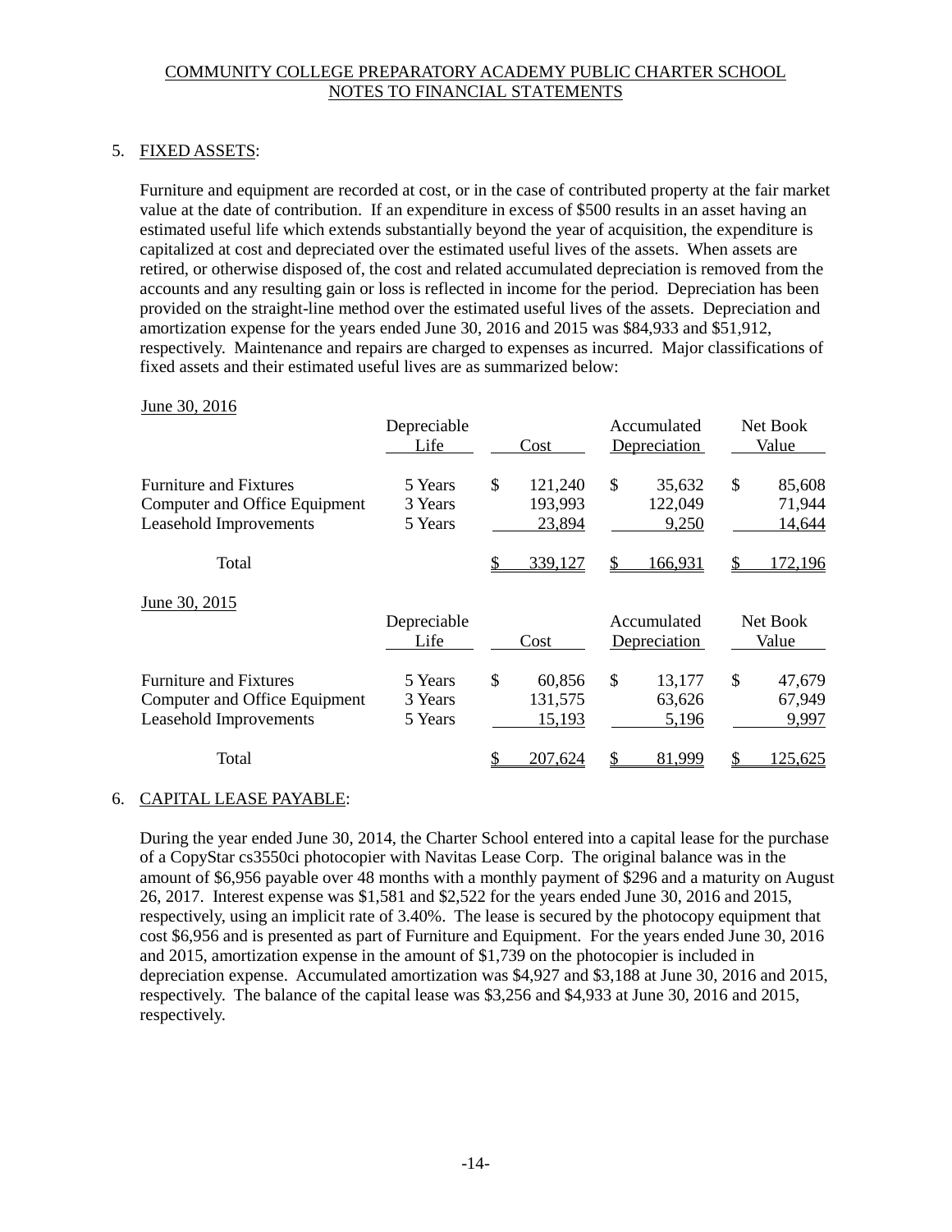COMMUNITY COLLEGE PREPARATORY ACADEMY PUBLIC CHARTER SCHOOL
NOTES TO FINANCIAL STATEMENTS

## 5. FIXED ASSETS:

Furniture and equipment are recorded at cost, or in the case of contributed property at the fair market value at the date of contribution. If an expenditure in excess of $500 results in an asset having an estimated useful life which extends substantially beyond the year of acquisition, the expenditure is capitalized at cost and depreciated over the estimated useful lives of the assets. When assets are retired, or otherwise disposed of, the cost and related accumulated depreciation is removed from the accounts and any resulting gain or loss is reflected in income for the period. Depreciation has been provided on the straight-line method over the estimated useful lives of the assets. Depreciation and amortization expense for the years ended June 30, 2016 and 2015 was $84,933 and $51,912, respectively. Maintenance and repairs are charged to expenses as incurred. Major classifications of fixed assets and their estimated useful lives are as summarized below:

June 30, 2016

| | Depreciable Life | Cost | Accumulated Depreciation | Net Book Value |
|---|---|---|---|---|
| Furniture and Fixtures | 5 Years | $ 121,240 | $ 35,632 | $ 85,608 |
| Computer and Office Equipment | 3 Years | 193,993 | 122,049 | 71,944 |
| Leasehold Improvements | 5 Years | 23,894 | 9,250 | 14,644 |
| Total | | $ 339,127 | $ 166,931 | $ 172,196 |

June 30, 2015

| | Depreciable Life | Cost | Accumulated Depreciation | Net Book Value |
|---|---|---|---|---|
| Furniture and Fixtures | 5 Years | $ 60,856 | $ 13,177 | $ 47,679 |
| Computer and Office Equipment | 3 Years | 131,575 | 63,626 | 67,949 |
| Leasehold Improvements | 5 Years | 15,193 | 5,196 | 9,997 |
| Total | | $ 207,624 | $ 81,999 | $ 125,625 |

## 6. CAPITAL LEASE PAYABLE:

During the year ended June 30, 2014, the Charter School entered into a capital lease for the purchase of a CopyStar cs3550ci photocopier with Navitas Lease Corp. The original balance was in the amount of $6,956 payable over 48 months with a monthly payment of $296 and a maturity on August 26, 2017. Interest expense was $1,581 and $2,522 for the years ended June 30, 2016 and 2015, respectively, using an implicit rate of 3.40%. The lease is secured by the photocopy equipment that cost $6,956 and is presented as part of Furniture and Equipment. For the years ended June 30, 2016 and 2015, amortization expense in the amount of $1,739 on the photocopier is included in depreciation expense. Accumulated amortization was $4,927 and $3,188 at June 30, 2016 and 2015, respectively. The balance of the capital lease was $3,256 and $4,933 at June 30, 2016 and 2015, respectively.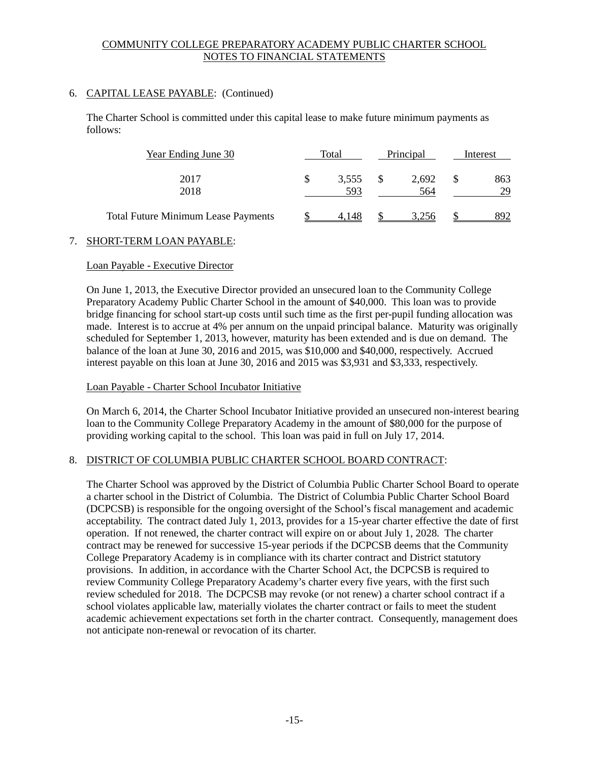COMMUNITY COLLEGE PREPARATORY ACADEMY PUBLIC CHARTER SCHOOL
NOTES TO FINANCIAL STATEMENTS

6. CAPITAL LEASE PAYABLE: (Continued)

The Charter School is committed under this capital lease to make future minimum payments as follows:

| Year Ending June 30 | Total | Principal | Interest |
|---|---|---|---|
| 2017 | $ 3,555 | $ 2,692 | $ 863 |
| 2018 | 593 | 564 | 29 |
| Total Future Minimum Lease Payments | $ 4,148 | $ 3,256 | $ 892 |

7. SHORT-TERM LOAN PAYABLE:

Loan Payable - Executive Director

On June 1, 2013, the Executive Director provided an unsecured loan to the Community College Preparatory Academy Public Charter School in the amount of $40,000. This loan was to provide bridge financing for school start-up costs until such time as the first per-pupil funding allocation was made. Interest is to accrue at 4% per annum on the unpaid principal balance. Maturity was originally scheduled for September 1, 2013, however, maturity has been extended and is due on demand. The balance of the loan at June 30, 2016 and 2015, was $10,000 and $40,000, respectively. Accrued interest payable on this loan at June 30, 2016 and 2015 was $3,931 and $3,333, respectively.

Loan Payable - Charter School Incubator Initiative

On March 6, 2014, the Charter School Incubator Initiative provided an unsecured non-interest bearing loan to the Community College Preparatory Academy in the amount of $80,000 for the purpose of providing working capital to the school. This loan was paid in full on July 17, 2014.

8. DISTRICT OF COLUMBIA PUBLIC CHARTER SCHOOL BOARD CONTRACT:

The Charter School was approved by the District of Columbia Public Charter School Board to operate a charter school in the District of Columbia. The District of Columbia Public Charter School Board (DCPCSB) is responsible for the ongoing oversight of the School's fiscal management and academic acceptability. The contract dated July 1, 2013, provides for a 15-year charter effective the date of first operation. If not renewed, the charter contract will expire on or about July 1, 2028. The charter contract may be renewed for successive 15-year periods if the DCPCSB deems that the Community College Preparatory Academy is in compliance with its charter contract and District statutory provisions. In addition, in accordance with the Charter School Act, the DCPCSB is required to review Community College Preparatory Academy's charter every five years, with the first such review scheduled for 2018. The DCPCSB may revoke (or not renew) a charter school contract if a school violates applicable law, materially violates the charter contract or fails to meet the student academic achievement expectations set forth in the charter contract. Consequently, management does not anticipate non-renewal or revocation of its charter.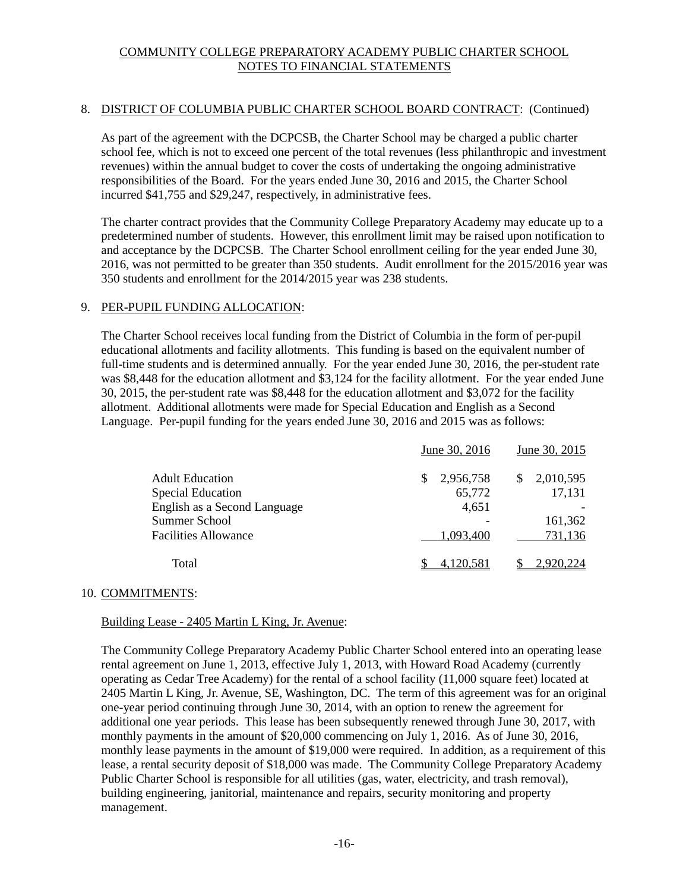COMMUNITY COLLEGE PREPARATORY ACADEMY PUBLIC CHARTER SCHOOL
NOTES TO FINANCIAL STATEMENTS

8. DISTRICT OF COLUMBIA PUBLIC CHARTER SCHOOL BOARD CONTRACT: (Continued)

As part of the agreement with the DCPCSB, the Charter School may be charged a public charter school fee, which is not to exceed one percent of the total revenues (less philanthropic and investment revenues) within the annual budget to cover the costs of undertaking the ongoing administrative responsibilities of the Board. For the years ended June 30, 2016 and 2015, the Charter School incurred $41,755 and $29,247, respectively, in administrative fees.

The charter contract provides that the Community College Preparatory Academy may educate up to a predetermined number of students. However, this enrollment limit may be raised upon notification to and acceptance by the DCPCSB. The Charter School enrollment ceiling for the year ended June 30, 2016, was not permitted to be greater than 350 students. Audit enrollment for the 2015/2016 year was 350 students and enrollment for the 2014/2015 year was 238 students.

9. PER-PUPIL FUNDING ALLOCATION:

The Charter School receives local funding from the District of Columbia in the form of per-pupil educational allotments and facility allotments. This funding is based on the equivalent number of full-time students and is determined annually. For the year ended June 30, 2016, the per-student rate was $8,448 for the education allotment and $3,124 for the facility allotment. For the year ended June 30, 2015, the per-student rate was $8,448 for the education allotment and $3,072 for the facility allotment. Additional allotments were made for Special Education and English as a Second Language. Per-pupil funding for the years ended June 30, 2016 and 2015 was as follows:

| | June 30, 2016 | June 30, 2015 |
|---|---|---|
| Adult Education | $ 2,956,758 | $ 2,010,595 |
| Special Education | 65,772 | 17,131 |
| English as a Second Language | 4,651 | - |
| Summer School | - | 161,362 |
| Facilities Allowance | 1,093,400 | 731,136 |
| Total | $ 4,120,581 | $ 2,920,224 |

10. COMMITMENTS:

Building Lease - 2405 Martin L King, Jr. Avenue:

The Community College Preparatory Academy Public Charter School entered into an operating lease rental agreement on June 1, 2013, effective July 1, 2013, with Howard Road Academy (currently operating as Cedar Tree Academy) for the rental of a school facility (11,000 square feet) located at 2405 Martin L King, Jr. Avenue, SE, Washington, DC. The term of this agreement was for an original one-year period continuing through June 30, 2014, with an option to renew the agreement for additional one year periods. This lease has been subsequently renewed through June 30, 2017, with monthly payments in the amount of $20,000 commencing on July 1, 2016. As of June 30, 2016, monthly lease payments in the amount of $19,000 were required. In addition, as a requirement of this lease, a rental security deposit of $18,000 was made. The Community College Preparatory Academy Public Charter School is responsible for all utilities (gas, water, electricity, and trash removal), building engineering, janitorial, maintenance and repairs, security monitoring and property management.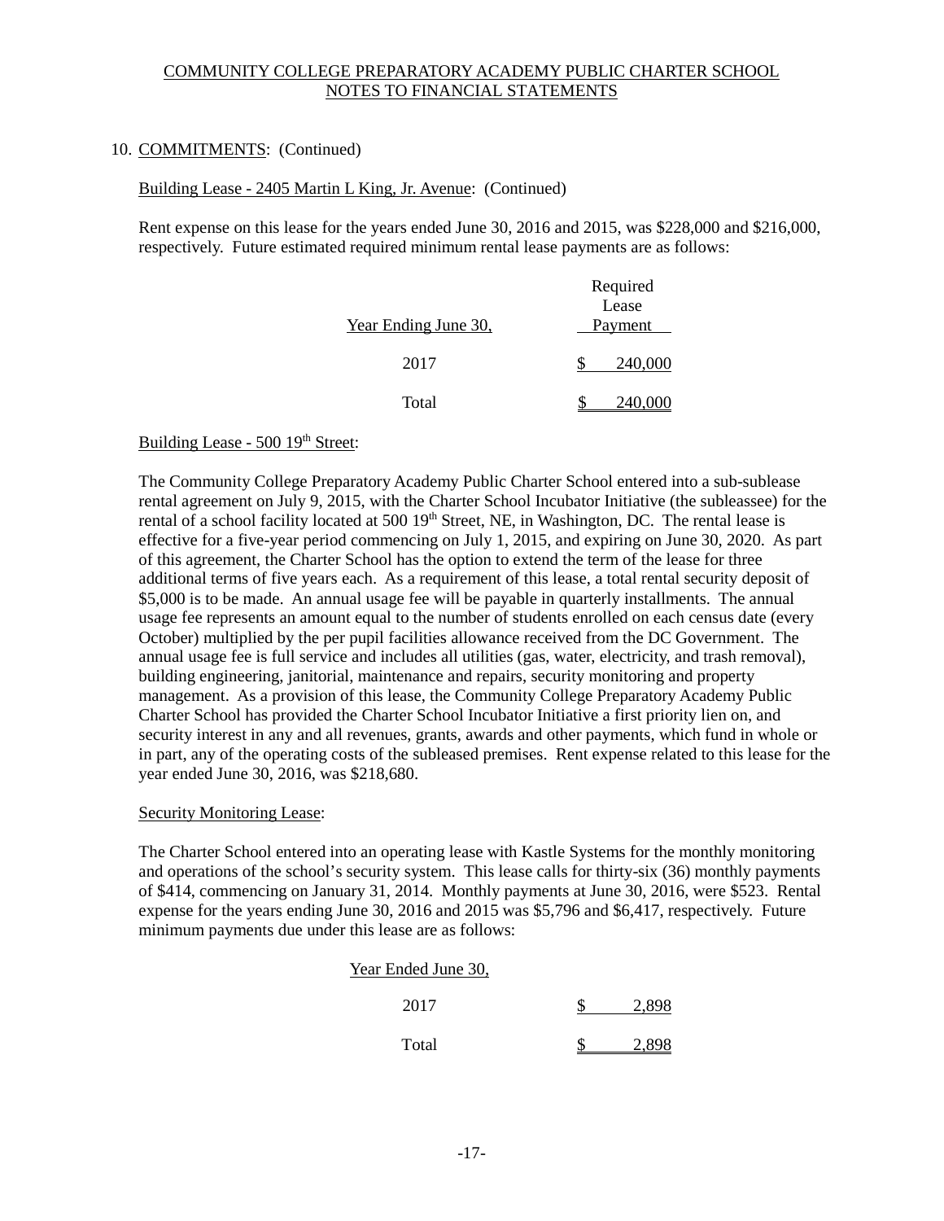COMMUNITY COLLEGE PREPARATORY ACADEMY PUBLIC CHARTER SCHOOL
NOTES TO FINANCIAL STATEMENTS

10. COMMITMENTS: (Continued)

Building Lease - 2405 Martin L King, Jr. Avenue: (Continued)

Rent expense on this lease for the years ended June 30, 2016 and 2015, was $228,000 and $216,000, respectively. Future estimated required minimum rental lease payments are as follows:

| Year Ending June 30, | Required Lease Payment |
|---|---|
| 2017 | $ 240,000 |
| Total | $ 240,000 |

Building Lease - 500 19th Street:

The Community College Preparatory Academy Public Charter School entered into a sub-sublease rental agreement on July 9, 2015, with the Charter School Incubator Initiative (the subleassee) for the rental of a school facility located at 500 19th Street, NE, in Washington, DC. The rental lease is effective for a five-year period commencing on July 1, 2015, and expiring on June 30, 2020. As part of this agreement, the Charter School has the option to extend the term of the lease for three additional terms of five years each. As a requirement of this lease, a total rental security deposit of $5,000 is to be made. An annual usage fee will be payable in quarterly installments. The annual usage fee represents an amount equal to the number of students enrolled on each census date (every October) multiplied by the per pupil facilities allowance received from the DC Government. The annual usage fee is full service and includes all utilities (gas, water, electricity, and trash removal), building engineering, janitorial, maintenance and repairs, security monitoring and property management. As a provision of this lease, the Community College Preparatory Academy Public Charter School has provided the Charter School Incubator Initiative a first priority lien on, and security interest in any and all revenues, grants, awards and other payments, which fund in whole or in part, any of the operating costs of the subleased premises. Rent expense related to this lease for the year ended June 30, 2016, was $218,680.

Security Monitoring Lease:

The Charter School entered into an operating lease with Kastle Systems for the monthly monitoring and operations of the school's security system. This lease calls for thirty-six (36) monthly payments of $414, commencing on January 31, 2014. Monthly payments at June 30, 2016, were $523. Rental expense for the years ending June 30, 2016 and 2015 was $5,796 and $6,417, respectively. Future minimum payments due under this lease are as follows:

| Year Ended June 30, | |
|---|---|
| 2017 | $ 2,898 |
| Total | $ 2,898 |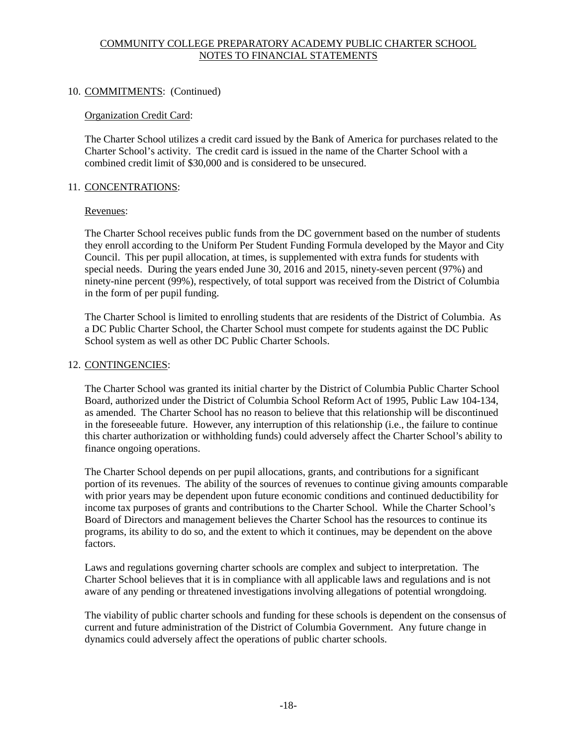COMMUNITY COLLEGE PREPARATORY ACADEMY PUBLIC CHARTER SCHOOL
NOTES TO FINANCIAL STATEMENTS

## 10. COMMITMENTS: (Continued)

### Organization Credit Card:

The Charter School utilizes a credit card issued by the Bank of America for purchases related to the Charter School's activity. The credit card is issued in the name of the Charter School with a combined credit limit of $30,000 and is considered to be unsecured.

## 11. CONCENTRATIONS:

### Revenues:

The Charter School receives public funds from the DC government based on the number of students they enroll according to the Uniform Per Student Funding Formula developed by the Mayor and City Council. This per pupil allocation, at times, is supplemented with extra funds for students with special needs. During the years ended June 30, 2016 and 2015, ninety-seven percent (97%) and ninety-nine percent (99%), respectively, of total support was received from the District of Columbia in the form of per pupil funding.

The Charter School is limited to enrolling students that are residents of the District of Columbia. As a DC Public Charter School, the Charter School must compete for students against the DC Public School system as well as other DC Public Charter Schools.

## 12. CONTINGENCIES:

The Charter School was granted its initial charter by the District of Columbia Public Charter School Board, authorized under the District of Columbia School Reform Act of 1995, Public Law 104-134, as amended. The Charter School has no reason to believe that this relationship will be discontinued in the foreseeable future. However, any interruption of this relationship (i.e., the failure to continue this charter authorization or withholding funds) could adversely affect the Charter School's ability to finance ongoing operations.

The Charter School depends on per pupil allocations, grants, and contributions for a significant portion of its revenues. The ability of the sources of revenues to continue giving amounts comparable with prior years may be dependent upon future economic conditions and continued deductibility for income tax purposes of grants and contributions to the Charter School. While the Charter School's Board of Directors and management believes the Charter School has the resources to continue its programs, its ability to do so, and the extent to which it continues, may be dependent on the above factors.

Laws and regulations governing charter schools are complex and subject to interpretation. The Charter School believes that it is in compliance with all applicable laws and regulations and is not aware of any pending or threatened investigations involving allegations of potential wrongdoing.

The viability of public charter schools and funding for these schools is dependent on the consensus of current and future administration of the District of Columbia Government. Any future change in dynamics could adversely affect the operations of public charter schools.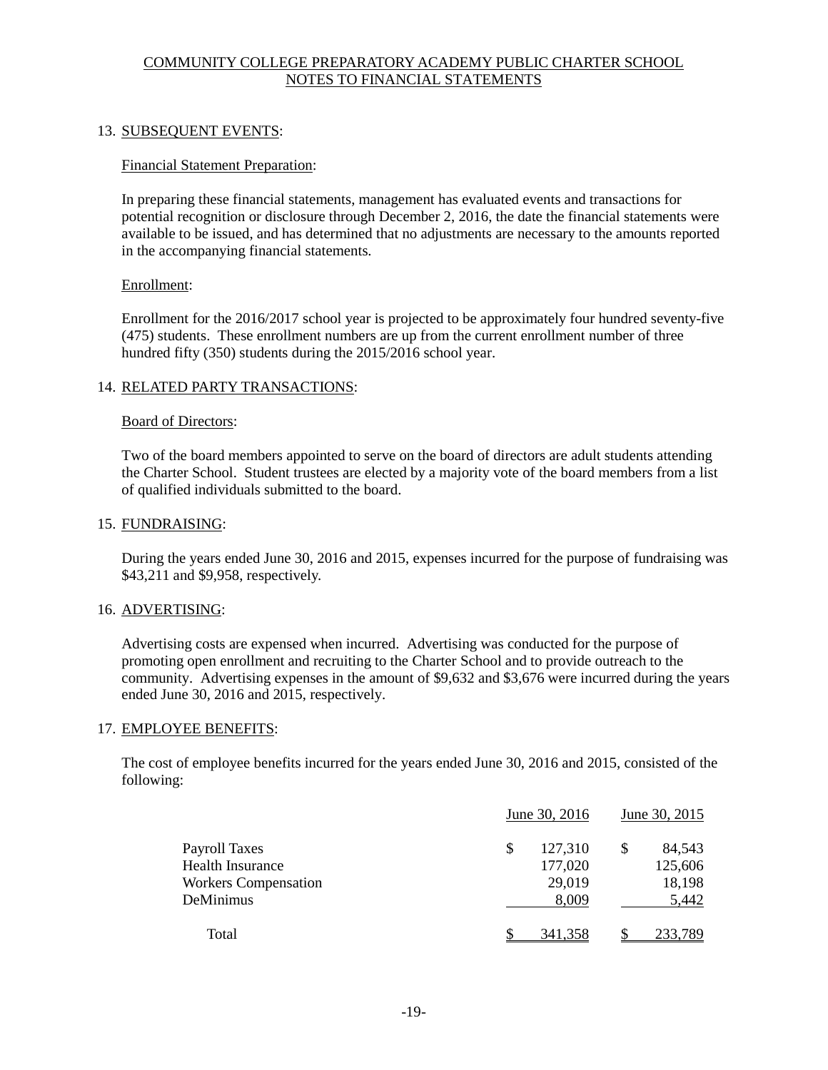COMMUNITY COLLEGE PREPARATORY ACADEMY PUBLIC CHARTER SCHOOL
NOTES TO FINANCIAL STATEMENTS

13. SUBSEQUENT EVENTS:

Financial Statement Preparation:

In preparing these financial statements, management has evaluated events and transactions for potential recognition or disclosure through December 2, 2016, the date the financial statements were available to be issued, and has determined that no adjustments are necessary to the amounts reported in the accompanying financial statements.

Enrollment:

Enrollment for the 2016/2017 school year is projected to be approximately four hundred seventy-five (475) students. These enrollment numbers are up from the current enrollment number of three hundred fifty (350) students during the 2015/2016 school year.

14. RELATED PARTY TRANSACTIONS:

Board of Directors:

Two of the board members appointed to serve on the board of directors are adult students attending the Charter School. Student trustees are elected by a majority vote of the board members from a list of qualified individuals submitted to the board.

15. FUNDRAISING:

During the years ended June 30, 2016 and 2015, expenses incurred for the purpose of fundraising was $43,211 and $9,958, respectively.

16. ADVERTISING:

Advertising costs are expensed when incurred. Advertising was conducted for the purpose of promoting open enrollment and recruiting to the Charter School and to provide outreach to the community. Advertising expenses in the amount of $9,632 and $3,676 were incurred during the years ended June 30, 2016 and 2015, respectively.

17. EMPLOYEE BENEFITS:

The cost of employee benefits incurred for the years ended June 30, 2016 and 2015, consisted of the following:

| | June 30, 2016 | June 30, 2015 |
|---|---|---|
| Payroll Taxes | $ 127,310 | $ 84,543 |
| Health Insurance | 177,020 | 125,606 |
| Workers Compensation | 29,019 | 18,198 |
| DeMinimus | 8,009 | 5,442 |
| Total | $ 341,358 | $ 233,789 |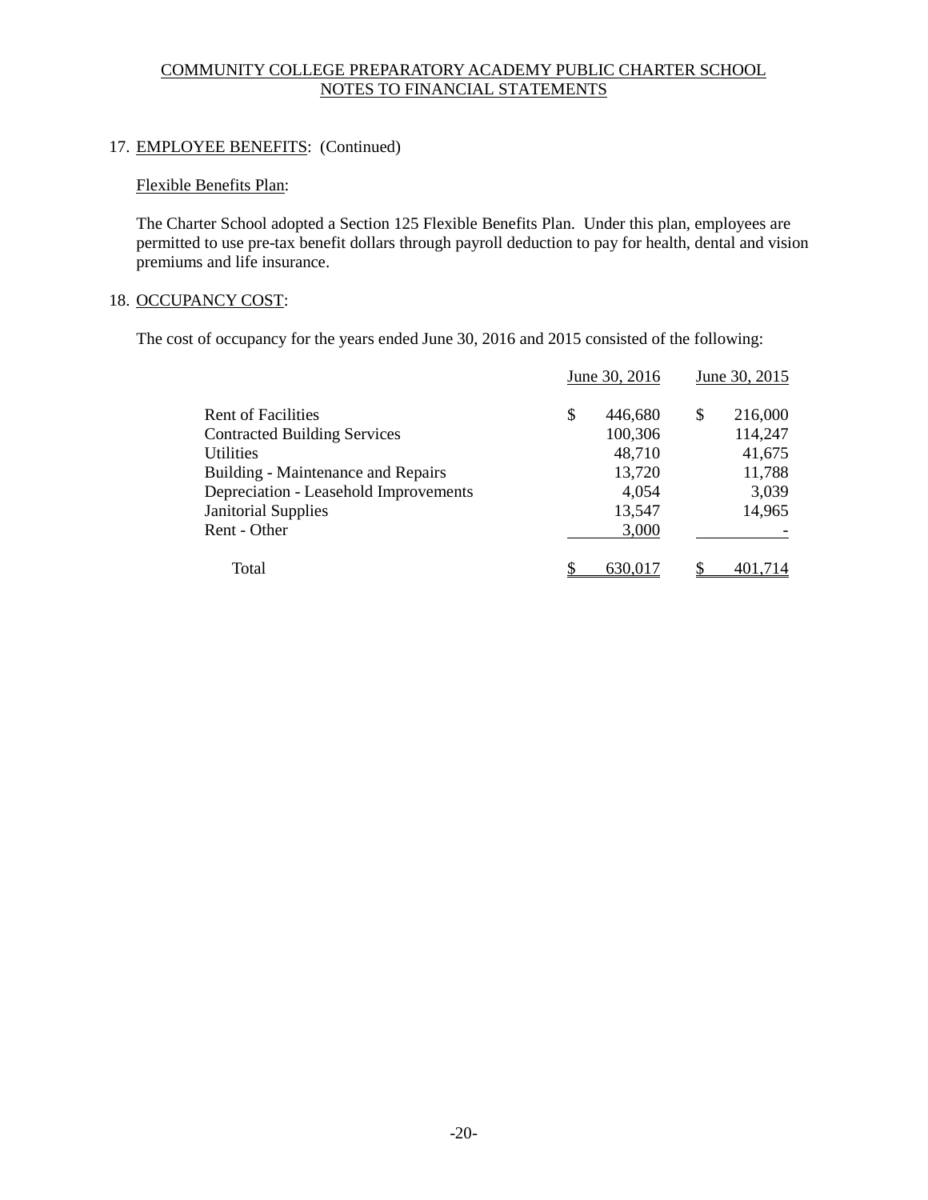COMMUNITY COLLEGE PREPARATORY ACADEMY PUBLIC CHARTER SCHOOL
NOTES TO FINANCIAL STATEMENTS

17. EMPLOYEE BENEFITS: (Continued)

Flexible Benefits Plan:

The Charter School adopted a Section 125 Flexible Benefits Plan. Under this plan, employees are permitted to use pre-tax benefit dollars through payroll deduction to pay for health, dental and vision premiums and life insurance.

18. OCCUPANCY COST:

The cost of occupancy for the years ended June 30, 2016 and 2015 consisted of the following:

| | June 30, 2016 | June 30, 2015 |
|---|---|---|
| Rent of Facilities | $ 446,680 | $ 216,000 |
| Contracted Building Services | 100,306 | 114,247 |
| Utilities | 48,710 | 41,675 |
| Building - Maintenance and Repairs | 13,720 | 11,788 |
| Depreciation - Leasehold Improvements | 4,054 | 3,039 |
| Janitorial Supplies | 13,547 | 14,965 |
| Rent - Other | 3,000 | - |
| Total | $ 630,017 | $ 401,714 |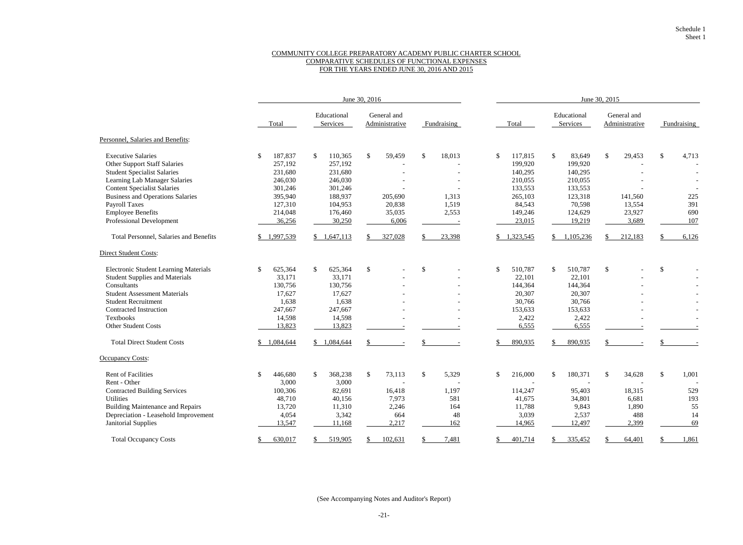Schedule 1
Sheet 1

## COMMUNITY COLLEGE PREPARATORY ACADEMY PUBLIC CHARTER SCHOOL
## COMPARATIVE SCHEDULES OF FUNCTIONAL EXPENSES
## FOR THE YEARS ENDED JUNE 30, 2016 AND 2015

| | June 30, 2016 | | | | June 30, 2015 | | | |
|---|---|---|---|---|---|---|---|---|
| | Total | Educational Services | General and Administrative | Fundraising | Total | Educational Services | General and Administrative | Fundraising |
| **Personnel, Salaries and Benefits:** | | | | | | | | |
| Executive Salaries | $ 187,837 | $ 110,365 | $ 59,459 | $ 18,013 | $ 117,815 | $ 83,649 | $ 29,453 | $ 4,713 |
| Other Support Staff Salaries | 257,192 | 257,192 | - | - | 199,920 | 199,920 | - | - |
| Student Specialist Salaries | 231,680 | 231,680 | - | - | 140,295 | 140,295 | - | - |
| Learning Lab Manager Salaries | 246,030 | 246,030 | - | - | 210,055 | 210,055 | - | - |
| Content Specialist Salaries | 301,246 | 301,246 | - | - | 133,553 | 133,553 | - | - |
| Business and Operations Salaries | 395,940 | 188,937 | 205,690 | 1,313 | 265,103 | 123,318 | 141,560 | 225 |
| Payroll Taxes | 127,310 | 104,953 | 20,838 | 1,519 | 84,543 | 70,598 | 13,554 | 391 |
| Employee Benefits | 214,048 | 176,460 | 35,035 | 2,553 | 149,246 | 124,629 | 23,927 | 690 |
| Professional Development | 36,256 | 30,250 | 6,006 | - | 23,015 | 19,219 | 3,689 | 107 |
| Total Personnel, Salaries and Benefits | $ 1,997,539 | $ 1,647,113 | $ 327,028 | $ 23,398 | $ 1,323,545 | $ 1,105,236 | $ 212,183 | $ 6,126 |
| **Direct Student Costs:** | | | | | | | | |
| Electronic Student Learning Materials | $ 625,364 | $ 625,364 | $ - | $ - | $ 510,787 | $ 510,787 | $ - | $ - |
| Student Supplies and Materials | 33,171 | 33,171 | - | - | 22,101 | 22,101 | - | - |
| Consultants | 130,756 | 130,756 | - | - | 144,364 | 144,364 | - | - |
| Student Assessment Materials | 17,627 | 17,627 | - | - | 20,307 | 20,307 | - | - |
| Student Recruitment | 1,638 | 1,638 | - | - | 30,766 | 30,766 | - | - |
| Contracted Instruction | 247,667 | 247,667 | - | - | 153,633 | 153,633 | - | - |
| Textbooks | 14,598 | 14,598 | - | - | 2,422 | 2,422 | - | - |
| Other Student Costs | 13,823 | 13,823 | - | - | 6,555 | 6,555 | - | - |
| Total Direct Student Costs | $ 1,084,644 | $ 1,084,644 | $ - | $ - | $ 890,935 | $ 890,935 | $ - | $ - |
| **Occupancy Costs:** | | | | | | | | |
| Rent of Facilities | $ 446,680 | $ 368,238 | $ 73,113 | $ 5,329 | $ 216,000 | $ 180,371 | $ 34,628 | $ 1,001 |
| Rent - Other | 3,000 | 3,000 | - | - | - | - | - | - |
| Contracted Building Services | 100,306 | 82,691 | 16,418 | 1,197 | 114,247 | 95,403 | 18,315 | 529 |
| Utilities | 48,710 | 40,156 | 7,973 | 581 | 41,675 | 34,801 | 6,681 | 193 |
| Building Maintenance and Repairs | 13,720 | 11,310 | 2,246 | 164 | 11,788 | 9,843 | 1,890 | 55 |
| Depreciation - Leasehold Improvement | 4,054 | 3,342 | 664 | 48 | 3,039 | 2,537 | 488 | 14 |
| Janitorial Supplies | 13,547 | 11,168 | 2,217 | 162 | 14,965 | 12,497 | 2,399 | 69 |
| Total Occupancy Costs | $ 630,017 | $ 519,905 | $ 102,631 | $ 7,481 | $ 401,714 | $ 335,452 | $ 64,401 | $ 1,861 |

(See Accompanying Notes and Auditor's Report)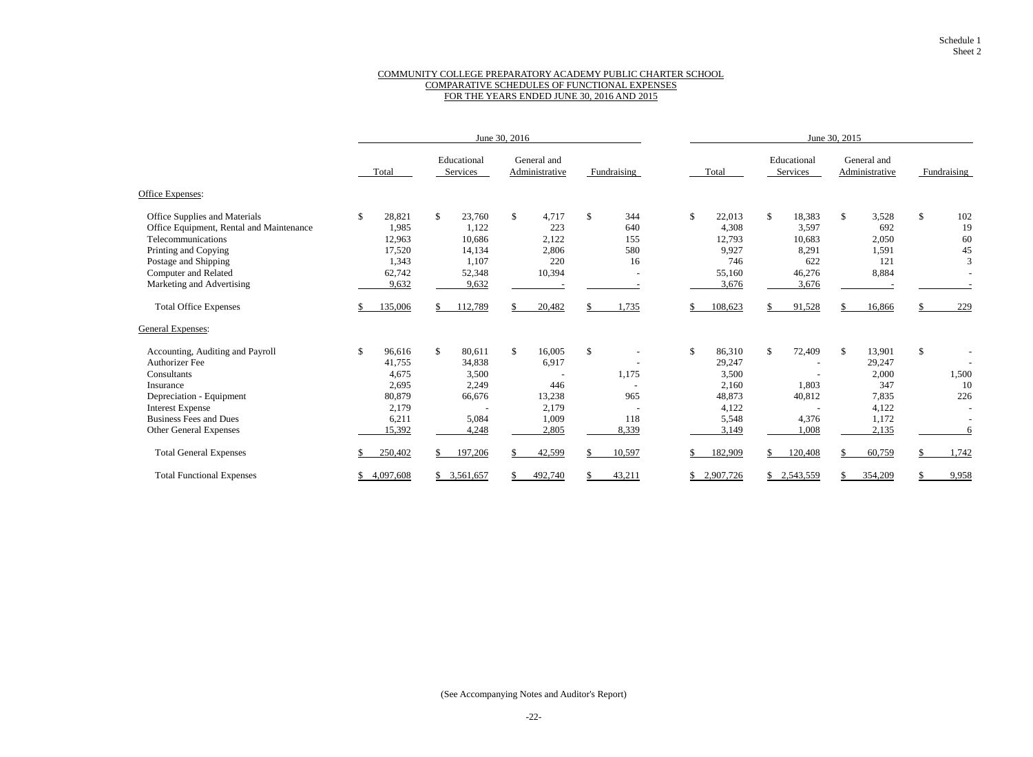Schedule 1
Sheet 2

COMMUNITY COLLEGE PREPARATORY ACADEMY PUBLIC CHARTER SCHOOL
COMPARATIVE SCHEDULES OF FUNCTIONAL EXPENSES
FOR THE YEARS ENDED JUNE 30, 2016 AND 2015

| | June 30, 2016 | | | | June 30, 2015 | | | |
|---|---|---|---|---|---|---|---|---|
| | Total | Educational Services | General and Administrative | Fundraising | Total | Educational Services | General and Administrative | Fundraising |
| Office Expenses: | | | | | | | | |
| Office Supplies and Materials | $ 28,821 | $ 23,760 | $ 4,717 | $ 344 | $ 22,013 | $ 18,383 | $ 3,528 | $ 102 |
| Office Equipment, Rental and Maintenance | 1,985 | 1,122 | 223 | 640 | 4,308 | 3,597 | 692 | 19 |
| Telecommunications | 12,963 | 10,686 | 2,122 | 155 | 12,793 | 10,683 | 2,050 | 60 |
| Printing and Copying | 17,520 | 14,134 | 2,806 | 580 | 9,927 | 8,291 | 1,591 | 45 |
| Postage and Shipping | 1,343 | 1,107 | 220 | 16 | 746 | 622 | 121 | 3 |
| Computer and Related | 62,742 | 52,348 | 10,394 | - | 55,160 | 46,276 | 8,884 | - |
| Marketing and Advertising | 9,632 | 9,632 | - | - | 3,676 | 3,676 | - | - |
| Total Office Expenses | $ 135,006 | $ 112,789 | $ 20,482 | $ 1,735 | $ 108,623 | $ 91,528 | $ 16,866 | $ 229 |
| General Expenses: | | | | | | | | |
| Accounting, Auditing and Payroll | $ 96,616 | $ 80,611 | $ 16,005 | $ - | $ 86,310 | $ 72,409 | $ 13,901 | $ - |
| Authorizer Fee | 41,755 | 34,838 | 6,917 | - | 29,247 | - | 29,247 | - |
| Consultants | 4,675 | 3,500 | - | 1,175 | 3,500 | - | 2,000 | 1,500 |
| Insurance | 2,695 | 2,249 | 446 | - | 2,160 | 1,803 | 347 | 10 |
| Depreciation - Equipment | 80,879 | 66,676 | 13,238 | 965 | 48,873 | 40,812 | 7,835 | 226 |
| Interest Expense | 2,179 | - | 2,179 | - | 4,122 | - | 4,122 | - |
| Business Fees and Dues | 6,211 | 5,084 | 1,009 | 118 | 5,548 | 4,376 | 1,172 | - |
| Other General Expenses | 15,392 | 4,248 | 2,805 | 8,339 | 3,149 | 1,008 | 2,135 | 6 |
| Total General Expenses | $ 250,402 | $ 197,206 | $ 42,599 | $ 10,597 | $ 182,909 | $ 120,408 | $ 60,759 | $ 1,742 |
| Total Functional Expenses | $ 4,097,608 | $ 3,561,657 | $ 492,740 | $ 43,211 | $ 2,907,726 | $ 2,543,559 | $ 354,209 | $ 9,958 |

(See Accompanying Notes and Auditor's Report)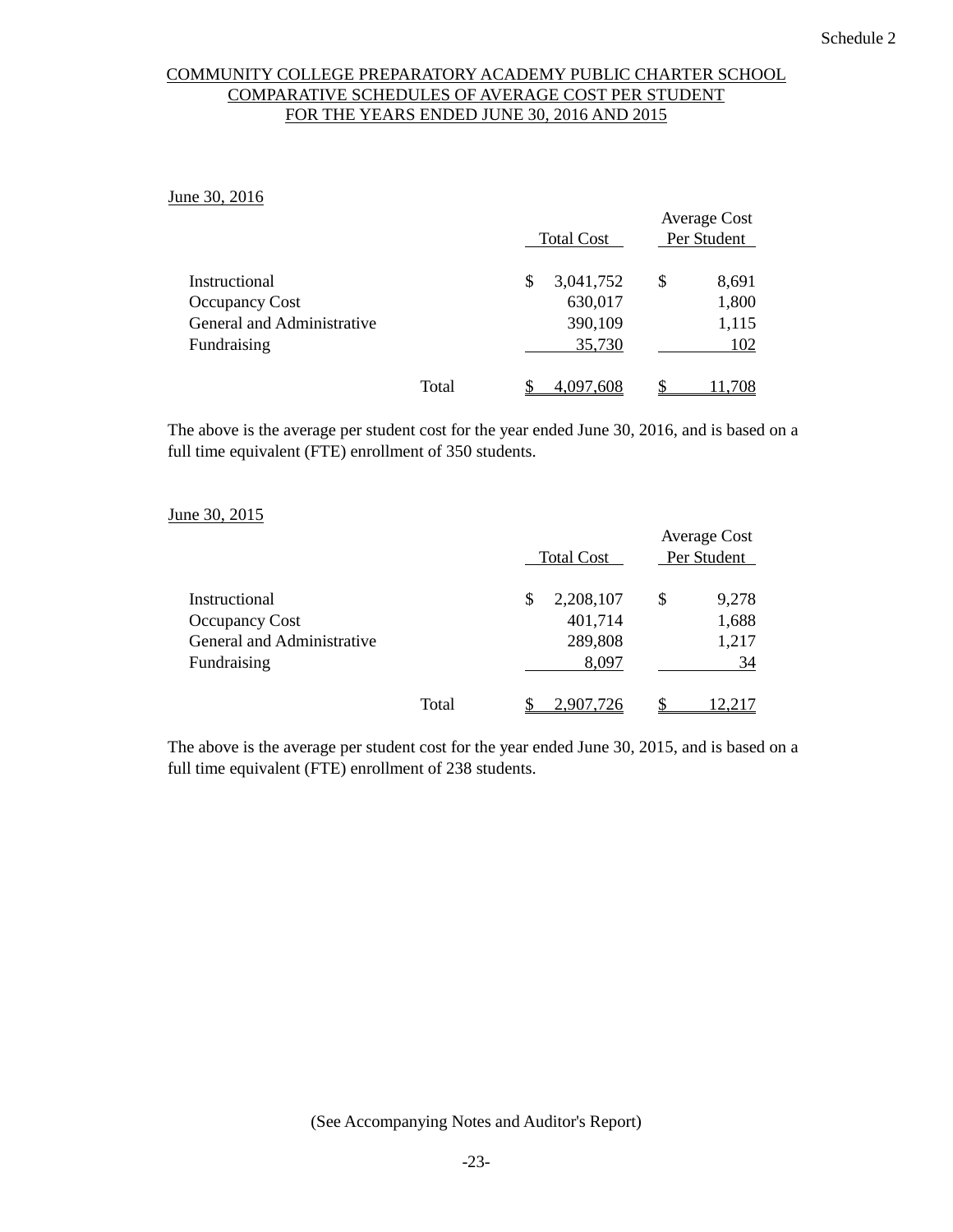Schedule 2

COMMUNITY COLLEGE PREPARATORY ACADEMY PUBLIC CHARTER SCHOOL
COMPARATIVE SCHEDULES OF AVERAGE COST PER STUDENT
FOR THE YEARS ENDED JUNE 30, 2016 AND 2015

June 30, 2016

| | Total Cost | Average Cost Per Student |
|---|---|---|
| Instructional | $ 3,041,752 | $ 8,691 |
| Occupancy Cost | 630,017 | 1,800 |
| General and Administrative | 390,109 | 1,115 |
| Fundraising | 35,730 | 102 |
| Total | $ 4,097,608 | $ 11,708 |

The above is the average per student cost for the year ended June 30, 2016, and is based on a full time equivalent (FTE) enrollment of 350 students.

June 30, 2015

| | Total Cost | Average Cost Per Student |
|---|---|---|
| Instructional | $ 2,208,107 | $ 9,278 |
| Occupancy Cost | 401,714 | 1,688 |
| General and Administrative | 289,808 | 1,217 |
| Fundraising | 8,097 | 34 |
| Total | $ 2,907,726 | $ 12,217 |

The above is the average per student cost for the year ended June 30, 2015, and is based on a full time equivalent (FTE) enrollment of 238 students.

(See Accompanying Notes and Auditor's Report)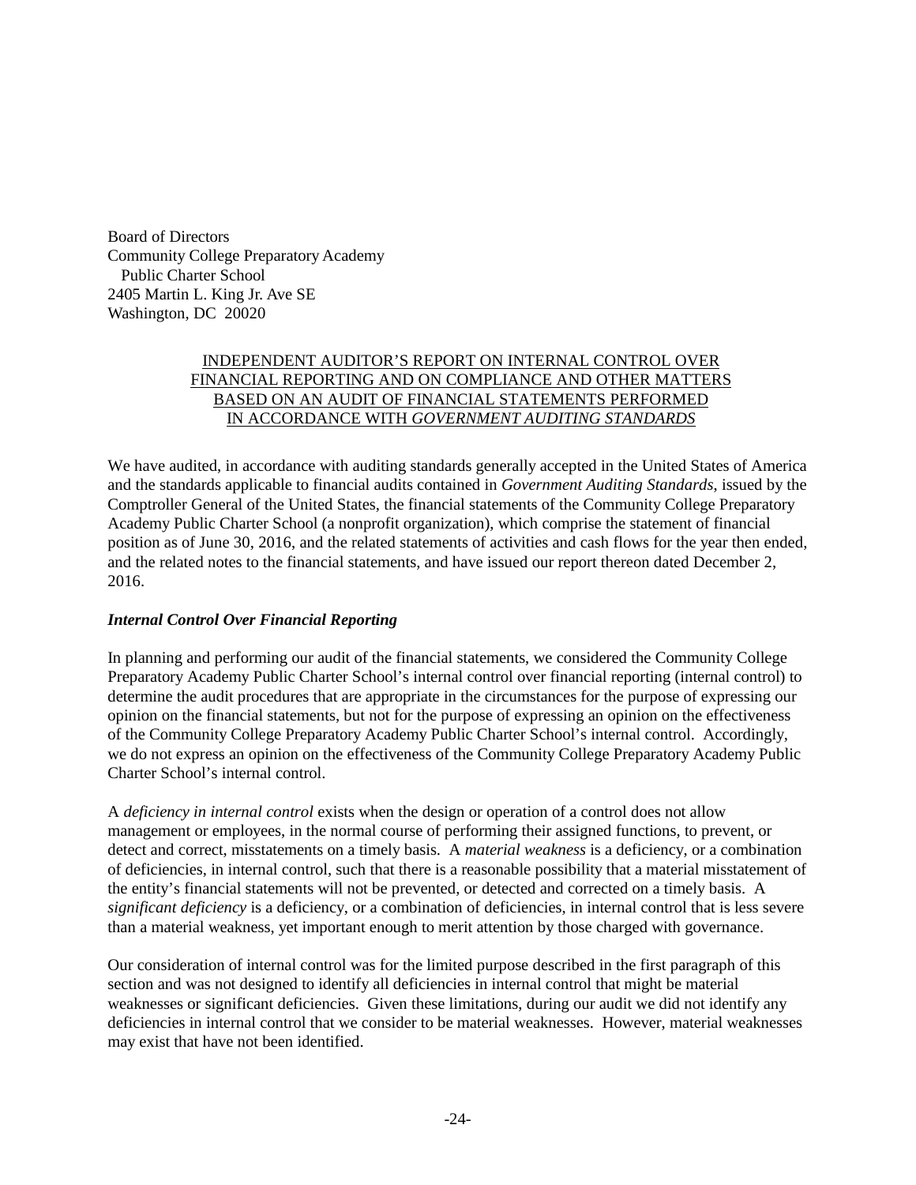Board of Directors
Community College Preparatory Academy
Public Charter School
2405 Martin L. King Jr. Ave SE
Washington, DC 20020

## INDEPENDENT AUDITOR'S REPORT ON INTERNAL CONTROL OVER FINANCIAL REPORTING AND ON COMPLIANCE AND OTHER MATTERS BASED ON AN AUDIT OF FINANCIAL STATEMENTS PERFORMED IN ACCORDANCE WITH *GOVERNMENT AUDITING STANDARDS*

We have audited, in accordance with auditing standards generally accepted in the United States of America and the standards applicable to financial audits contained in *Government Auditing Standards*, issued by the Comptroller General of the United States, the financial statements of the Community College Preparatory Academy Public Charter School (a nonprofit organization), which comprise the statement of financial position as of June 30, 2016, and the related statements of activities and cash flows for the year then ended, and the related notes to the financial statements, and have issued our report thereon dated December 2, 2016.

***Internal Control Over Financial Reporting***

In planning and performing our audit of the financial statements, we considered the Community College Preparatory Academy Public Charter School's internal control over financial reporting (internal control) to determine the audit procedures that are appropriate in the circumstances for the purpose of expressing our opinion on the financial statements, but not for the purpose of expressing an opinion on the effectiveness of the Community College Preparatory Academy Public Charter School's internal control. Accordingly, we do not express an opinion on the effectiveness of the Community College Preparatory Academy Public Charter School's internal control.

A *deficiency in internal control* exists when the design or operation of a control does not allow management or employees, in the normal course of performing their assigned functions, to prevent, or detect and correct, misstatements on a timely basis. A *material weakness* is a deficiency, or a combination of deficiencies, in internal control, such that there is a reasonable possibility that a material misstatement of the entity's financial statements will not be prevented, or detected and corrected on a timely basis. A *significant deficiency* is a deficiency, or a combination of deficiencies, in internal control that is less severe than a material weakness, yet important enough to merit attention by those charged with governance.

Our consideration of internal control was for the limited purpose described in the first paragraph of this section and was not designed to identify all deficiencies in internal control that might be material weaknesses or significant deficiencies. Given these limitations, during our audit we did not identify any deficiencies in internal control that we consider to be material weaknesses. However, material weaknesses may exist that have not been identified.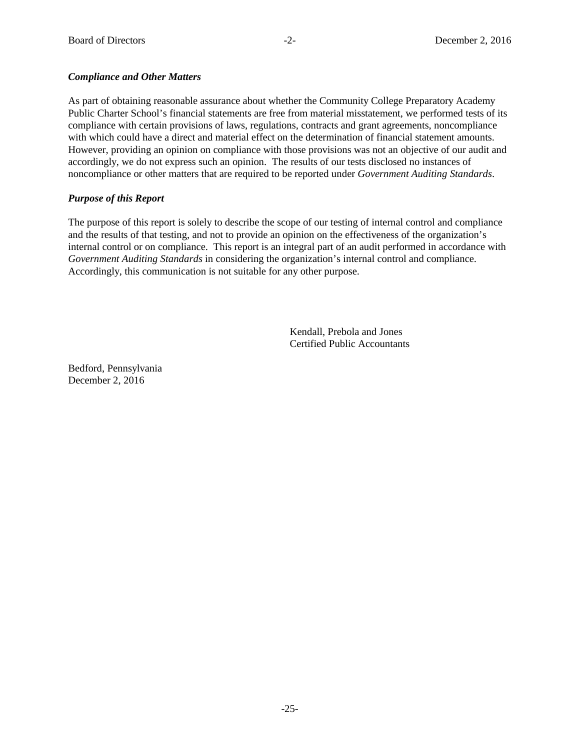### *Compliance and Other Matters*

As part of obtaining reasonable assurance about whether the Community College Preparatory Academy Public Charter School's financial statements are free from material misstatement, we performed tests of its compliance with certain provisions of laws, regulations, contracts and grant agreements, noncompliance with which could have a direct and material effect on the determination of financial statement amounts. However, providing an opinion on compliance with those provisions was not an objective of our audit and accordingly, we do not express such an opinion. The results of our tests disclosed no instances of noncompliance or other matters that are required to be reported under *Government Auditing Standards*.

### *Purpose of this Report*

The purpose of this report is solely to describe the scope of our testing of internal control and compliance and the results of that testing, and not to provide an opinion on the effectiveness of the organization's internal control or on compliance. This report is an integral part of an audit performed in accordance with *Government Auditing Standards* in considering the organization's internal control and compliance. Accordingly, this communication is not suitable for any other purpose.

Kendall, Prebola and Jones
Certified Public Accountants

Bedford, Pennsylvania
December 2, 2016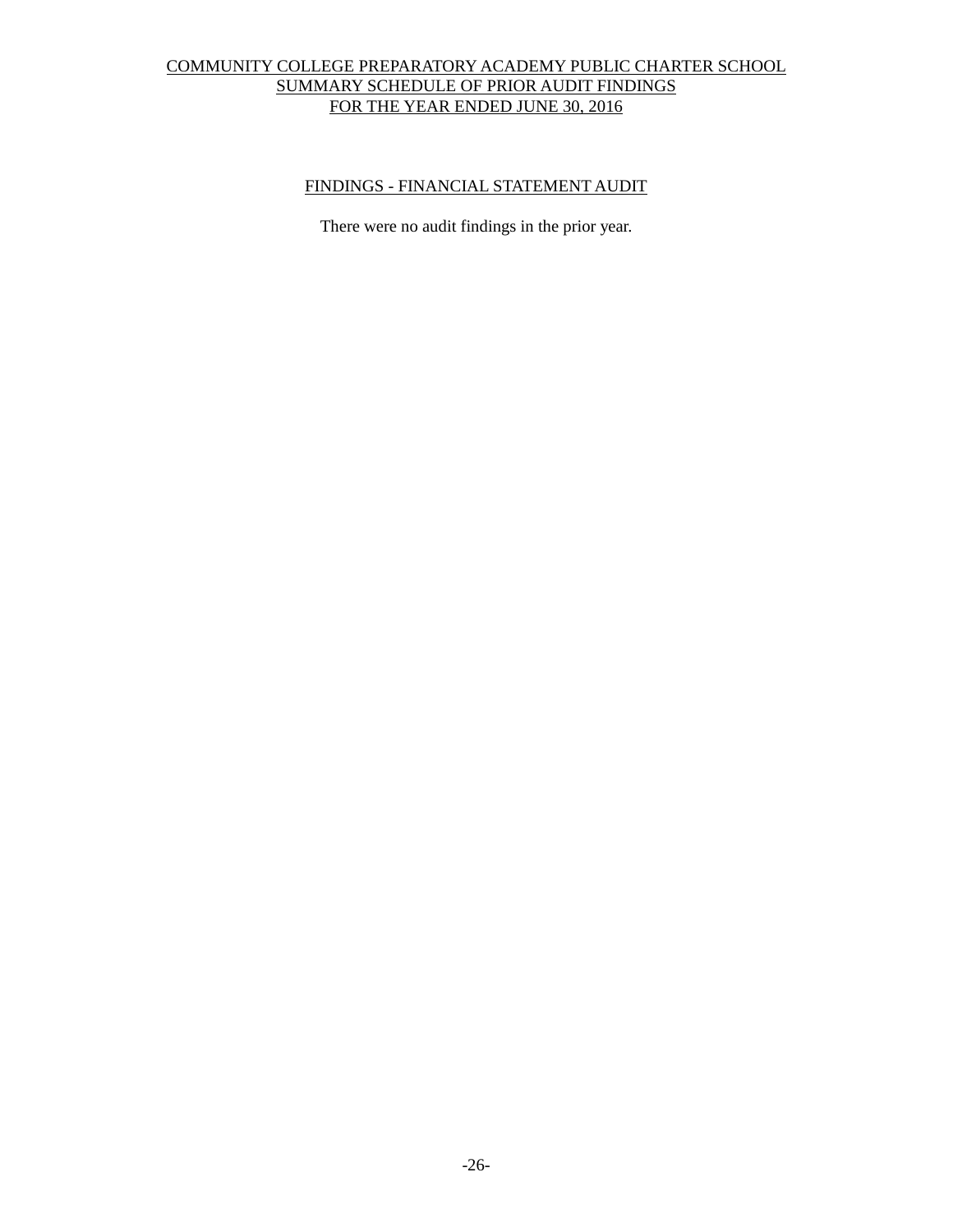COMMUNITY COLLEGE PREPARATORY ACADEMY PUBLIC CHARTER SCHOOL
SUMMARY SCHEDULE OF PRIOR AUDIT FINDINGS
FOR THE YEAR ENDED JUNE 30, 2016

FINDINGS - FINANCIAL STATEMENT AUDIT

There were no audit findings in the prior year.